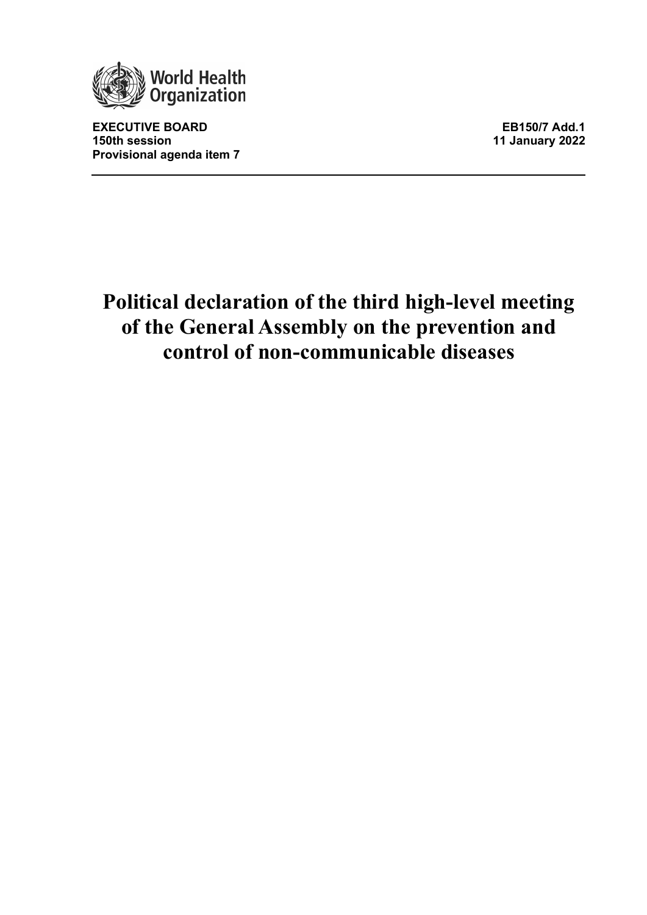World Health Organization

**EXECUTIVE BOARD**
**150th session**
**Provisional agenda item 7**

**EB150/7 Add.1**
**11 January 2022**

# Political declaration of the third high-level meeting of the General Assembly on the prevention and control of non-communicable diseases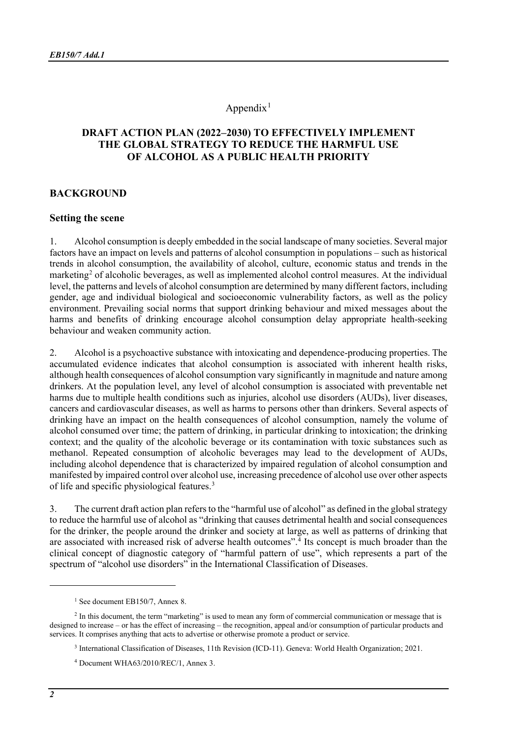Appendix[1]

# DRAFT ACTION PLAN (2022–2030) TO EFFECTIVELY IMPLEMENT THE GLOBAL STRATEGY TO REDUCE THE HARMFUL USE OF ALCOHOL AS A PUBLIC HEALTH PRIORITY

## BACKGROUND

### Setting the scene

1. Alcohol consumption is deeply embedded in the social landscape of many societies. Several major factors have an impact on levels and patterns of alcohol consumption in populations – such as historical trends in alcohol consumption, the availability of alcohol, culture, economic status and trends in the marketing[2] of alcoholic beverages, as well as implemented alcohol control measures. At the individual level, the patterns and levels of alcohol consumption are determined by many different factors, including gender, age and individual biological and socioeconomic vulnerability factors, as well as the policy environment. Prevailing social norms that support drinking behaviour and mixed messages about the harms and benefits of drinking encourage alcohol consumption delay appropriate health-seeking behaviour and weaken community action.

2. Alcohol is a psychoactive substance with intoxicating and dependence-producing properties. The accumulated evidence indicates that alcohol consumption is associated with inherent health risks, although health consequences of alcohol consumption vary significantly in magnitude and nature among drinkers. At the population level, any level of alcohol consumption is associated with preventable net harms due to multiple health conditions such as injuries, alcohol use disorders (AUDs), liver diseases, cancers and cardiovascular diseases, as well as harms to persons other than drinkers. Several aspects of drinking have an impact on the health consequences of alcohol consumption, namely the volume of alcohol consumed over time; the pattern of drinking, in particular drinking to intoxication; the drinking context; and the quality of the alcoholic beverage or its contamination with toxic substances such as methanol. Repeated consumption of alcoholic beverages may lead to the development of AUDs, including alcohol dependence that is characterized by impaired regulation of alcohol consumption and manifested by impaired control over alcohol use, increasing precedence of alcohol use over other aspects of life and specific physiological features.[3]

3. The current draft action plan refers to the "harmful use of alcohol" as defined in the global strategy to reduce the harmful use of alcohol as "drinking that causes detrimental health and social consequences for the drinker, the people around the drinker and society at large, as well as patterns of drinking that are associated with increased risk of adverse health outcomes".[4] Its concept is much broader than the clinical concept of diagnostic category of "harmful pattern of use", which represents a part of the spectrum of "alcohol use disorders" in the International Classification of Diseases.

---

[1] See document EB150/7, Annex 8.

[2] In this document, the term "marketing" is used to mean any form of commercial communication or message that is designed to increase – or has the effect of increasing – the recognition, appeal and/or consumption of particular products and services. It comprises anything that acts to advertise or otherwise promote a product or service.

[3] International Classification of Diseases, 11th Revision (ICD-11). Geneva: World Health Organization; 2021.

[4] Document WHA63/2010/REC/1, Annex 3.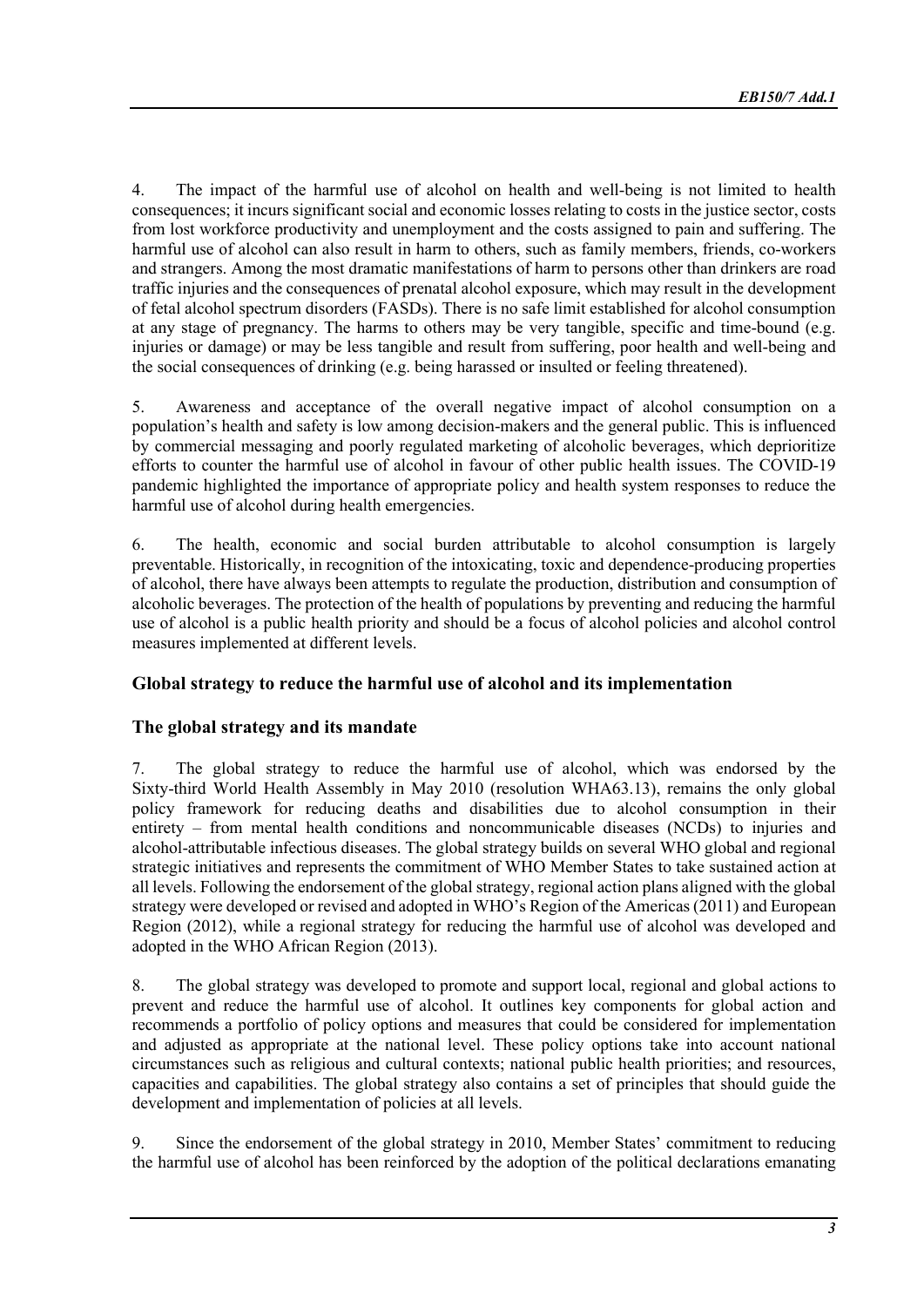4. The impact of the harmful use of alcohol on health and well-being is not limited to health consequences; it incurs significant social and economic losses relating to costs in the justice sector, costs from lost workforce productivity and unemployment and the costs assigned to pain and suffering. The harmful use of alcohol can also result in harm to others, such as family members, friends, co-workers and strangers. Among the most dramatic manifestations of harm to persons other than drinkers are road traffic injuries and the consequences of prenatal alcohol exposure, which may result in the development of fetal alcohol spectrum disorders (FASDs). There is no safe limit established for alcohol consumption at any stage of pregnancy. The harms to others may be very tangible, specific and time-bound (e.g. injuries or damage) or may be less tangible and result from suffering, poor health and well-being and the social consequences of drinking (e.g. being harassed or insulted or feeling threatened).

5. Awareness and acceptance of the overall negative impact of alcohol consumption on a population's health and safety is low among decision-makers and the general public. This is influenced by commercial messaging and poorly regulated marketing of alcoholic beverages, which deprioritize efforts to counter the harmful use of alcohol in favour of other public health issues. The COVID-19 pandemic highlighted the importance of appropriate policy and health system responses to reduce the harmful use of alcohol during health emergencies.

6. The health, economic and social burden attributable to alcohol consumption is largely preventable. Historically, in recognition of the intoxicating, toxic and dependence-producing properties of alcohol, there have always been attempts to regulate the production, distribution and consumption of alcoholic beverages. The protection of the health of populations by preventing and reducing the harmful use of alcohol is a public health priority and should be a focus of alcohol policies and alcohol control measures implemented at different levels.

## Global strategy to reduce the harmful use of alcohol and its implementation

### The global strategy and its mandate

7. The global strategy to reduce the harmful use of alcohol, which was endorsed by the Sixty-third World Health Assembly in May 2010 (resolution WHA63.13), remains the only global policy framework for reducing deaths and disabilities due to alcohol consumption in their entirety – from mental health conditions and noncommunicable diseases (NCDs) to injuries and alcohol-attributable infectious diseases. The global strategy builds on several WHO global and regional strategic initiatives and represents the commitment of WHO Member States to take sustained action at all levels. Following the endorsement of the global strategy, regional action plans aligned with the global strategy were developed or revised and adopted in WHO's Region of the Americas (2011) and European Region (2012), while a regional strategy for reducing the harmful use of alcohol was developed and adopted in the WHO African Region (2013).

8. The global strategy was developed to promote and support local, regional and global actions to prevent and reduce the harmful use of alcohol. It outlines key components for global action and recommends a portfolio of policy options and measures that could be considered for implementation and adjusted as appropriate at the national level. These policy options take into account national circumstances such as religious and cultural contexts; national public health priorities; and resources, capacities and capabilities. The global strategy also contains a set of principles that should guide the development and implementation of policies at all levels.

9. Since the endorsement of the global strategy in 2010, Member States' commitment to reducing the harmful use of alcohol has been reinforced by the adoption of the political declarations emanating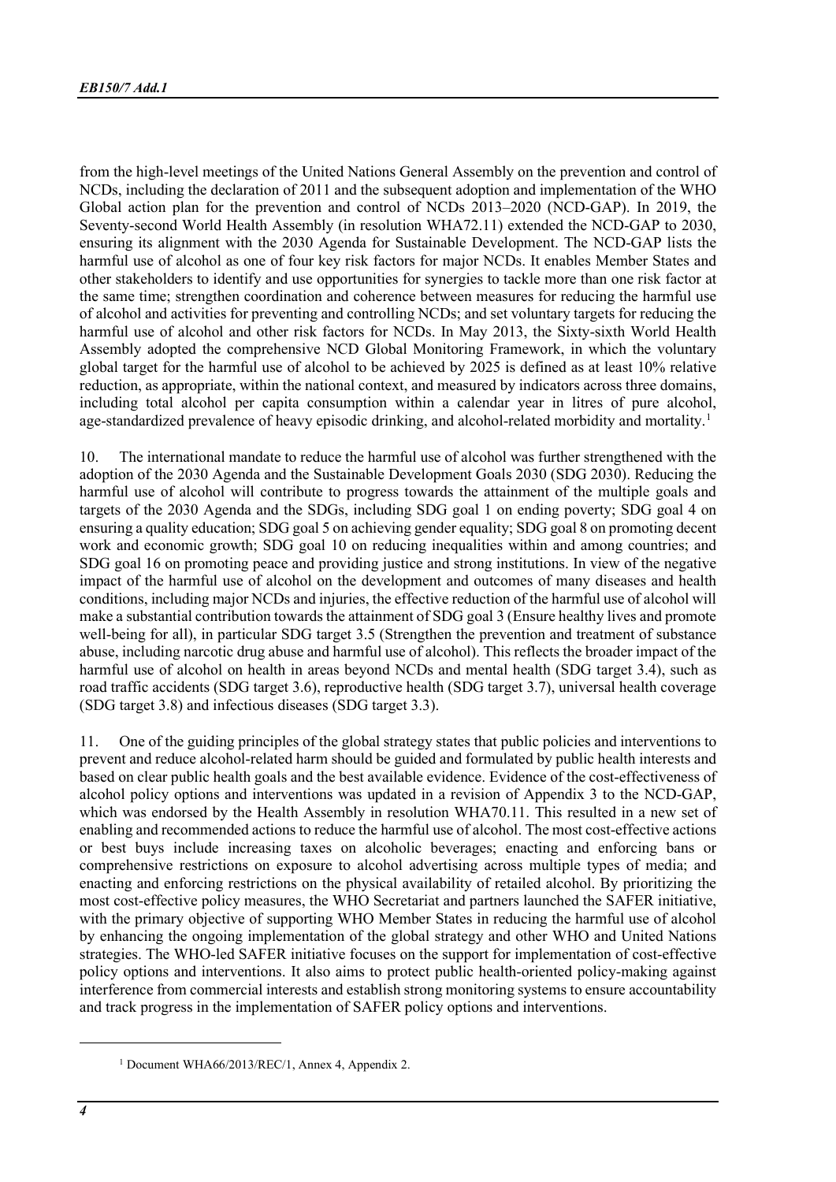from the high-level meetings of the United Nations General Assembly on the prevention and control of NCDs, including the declaration of 2011 and the subsequent adoption and implementation of the WHO Global action plan for the prevention and control of NCDs 2013–2020 (NCD-GAP). In 2019, the Seventy-second World Health Assembly (in resolution WHA72.11) extended the NCD-GAP to 2030, ensuring its alignment with the 2030 Agenda for Sustainable Development. The NCD-GAP lists the harmful use of alcohol as one of four key risk factors for major NCDs. It enables Member States and other stakeholders to identify and use opportunities for synergies to tackle more than one risk factor at the same time; strengthen coordination and coherence between measures for reducing the harmful use of alcohol and activities for preventing and controlling NCDs; and set voluntary targets for reducing the harmful use of alcohol and other risk factors for NCDs. In May 2013, the Sixty-sixth World Health Assembly adopted the comprehensive NCD Global Monitoring Framework, in which the voluntary global target for the harmful use of alcohol to be achieved by 2025 is defined as at least 10% relative reduction, as appropriate, within the national context, and measured by indicators across three domains, including total alcohol per capita consumption within a calendar year in litres of pure alcohol, age-standardized prevalence of heavy episodic drinking, and alcohol-related morbidity and mortality.[1]

10. The international mandate to reduce the harmful use of alcohol was further strengthened with the adoption of the 2030 Agenda and the Sustainable Development Goals 2030 (SDG 2030). Reducing the harmful use of alcohol will contribute to progress towards the attainment of the multiple goals and targets of the 2030 Agenda and the SDGs, including SDG goal 1 on ending poverty; SDG goal 4 on ensuring a quality education; SDG goal 5 on achieving gender equality; SDG goal 8 on promoting decent work and economic growth; SDG goal 10 on reducing inequalities within and among countries; and SDG goal 16 on promoting peace and providing justice and strong institutions. In view of the negative impact of the harmful use of alcohol on the development and outcomes of many diseases and health conditions, including major NCDs and injuries, the effective reduction of the harmful use of alcohol will make a substantial contribution towards the attainment of SDG goal 3 (Ensure healthy lives and promote well-being for all), in particular SDG target 3.5 (Strengthen the prevention and treatment of substance abuse, including narcotic drug abuse and harmful use of alcohol). This reflects the broader impact of the harmful use of alcohol on health in areas beyond NCDs and mental health (SDG target 3.4), such as road traffic accidents (SDG target 3.6), reproductive health (SDG target 3.7), universal health coverage (SDG target 3.8) and infectious diseases (SDG target 3.3).

11. One of the guiding principles of the global strategy states that public policies and interventions to prevent and reduce alcohol-related harm should be guided and formulated by public health interests and based on clear public health goals and the best available evidence. Evidence of the cost-effectiveness of alcohol policy options and interventions was updated in a revision of Appendix 3 to the NCD-GAP, which was endorsed by the Health Assembly in resolution WHA70.11. This resulted in a new set of enabling and recommended actions to reduce the harmful use of alcohol. The most cost-effective actions or best buys include increasing taxes on alcoholic beverages; enacting and enforcing bans or comprehensive restrictions on exposure to alcohol advertising across multiple types of media; and enacting and enforcing restrictions on the physical availability of retailed alcohol. By prioritizing the most cost-effective policy measures, the WHO Secretariat and partners launched the SAFER initiative, with the primary objective of supporting WHO Member States in reducing the harmful use of alcohol by enhancing the ongoing implementation of the global strategy and other WHO and United Nations strategies. The WHO-led SAFER initiative focuses on the support for implementation of cost-effective policy options and interventions. It also aims to protect public health-oriented policy-making against interference from commercial interests and establish strong monitoring systems to ensure accountability and track progress in the implementation of SAFER policy options and interventions.

---

[1] Document WHA66/2013/REC/1, Annex 4, Appendix 2.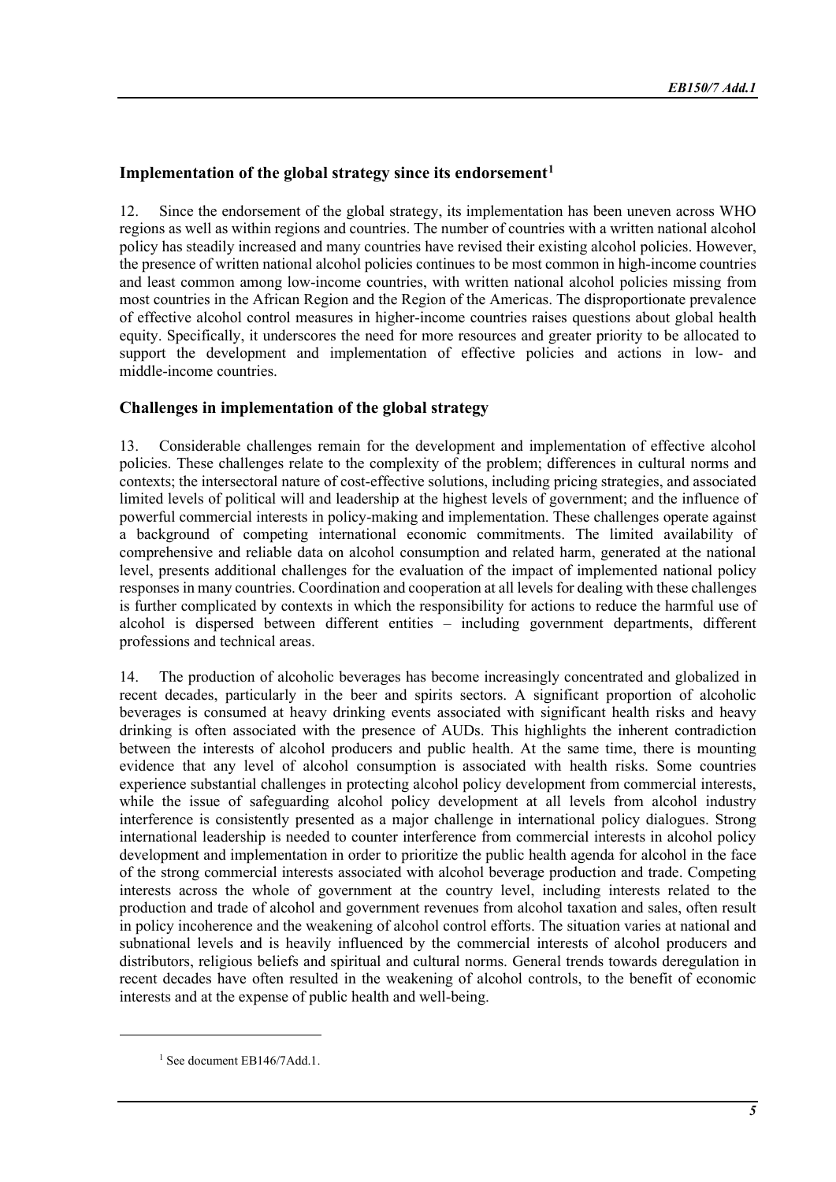## Implementation of the global strategy since its endorsement[1]

12. Since the endorsement of the global strategy, its implementation has been uneven across WHO regions as well as within regions and countries. The number of countries with a written national alcohol policy has steadily increased and many countries have revised their existing alcohol policies. However, the presence of written national alcohol policies continues to be most common in high-income countries and least common among low-income countries, with written national alcohol policies missing from most countries in the African Region and the Region of the Americas. The disproportionate prevalence of effective alcohol control measures in higher-income countries raises questions about global health equity. Specifically, it underscores the need for more resources and greater priority to be allocated to support the development and implementation of effective policies and actions in low- and middle-income countries.

## Challenges in implementation of the global strategy

13. Considerable challenges remain for the development and implementation of effective alcohol policies. These challenges relate to the complexity of the problem; differences in cultural norms and contexts; the intersectoral nature of cost-effective solutions, including pricing strategies, and associated limited levels of political will and leadership at the highest levels of government; and the influence of powerful commercial interests in policy-making and implementation. These challenges operate against a background of competing international economic commitments. The limited availability of comprehensive and reliable data on alcohol consumption and related harm, generated at the national level, presents additional challenges for the evaluation of the impact of implemented national policy responses in many countries. Coordination and cooperation at all levels for dealing with these challenges is further complicated by contexts in which the responsibility for actions to reduce the harmful use of alcohol is dispersed between different entities – including government departments, different professions and technical areas.

14. The production of alcoholic beverages has become increasingly concentrated and globalized in recent decades, particularly in the beer and spirits sectors. A significant proportion of alcoholic beverages is consumed at heavy drinking events associated with significant health risks and heavy drinking is often associated with the presence of AUDs. This highlights the inherent contradiction between the interests of alcohol producers and public health. At the same time, there is mounting evidence that any level of alcohol consumption is associated with health risks. Some countries experience substantial challenges in protecting alcohol policy development from commercial interests, while the issue of safeguarding alcohol policy development at all levels from alcohol industry interference is consistently presented as a major challenge in international policy dialogues. Strong international leadership is needed to counter interference from commercial interests in alcohol policy development and implementation in order to prioritize the public health agenda for alcohol in the face of the strong commercial interests associated with alcohol beverage production and trade. Competing interests across the whole of government at the country level, including interests related to the production and trade of alcohol and government revenues from alcohol taxation and sales, often result in policy incoherence and the weakening of alcohol control efforts. The situation varies at national and subnational levels and is heavily influenced by the commercial interests of alcohol producers and distributors, religious beliefs and spiritual and cultural norms. General trends towards deregulation in recent decades have often resulted in the weakening of alcohol controls, to the benefit of economic interests and at the expense of public health and well-being.

[1] See document EB146/7Add.1.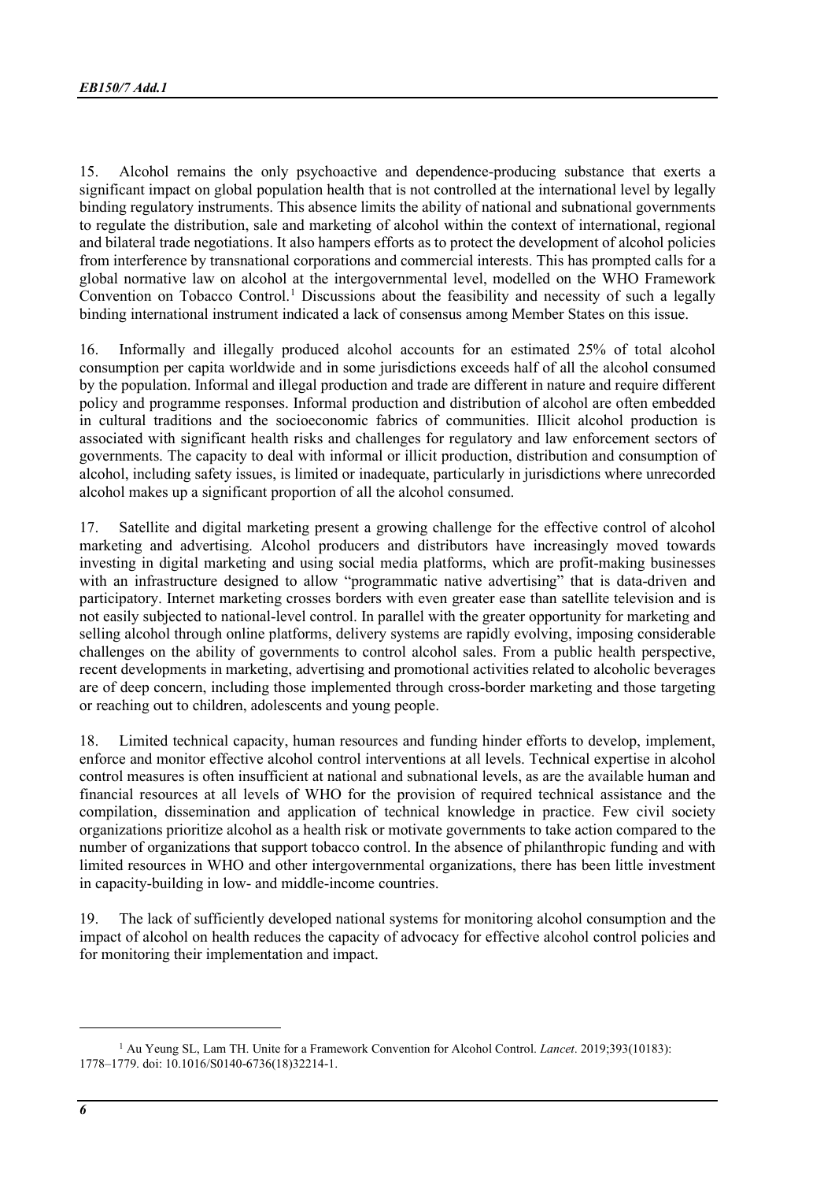15. Alcohol remains the only psychoactive and dependence-producing substance that exerts a significant impact on global population health that is not controlled at the international level by legally binding regulatory instruments. This absence limits the ability of national and subnational governments to regulate the distribution, sale and marketing of alcohol within the context of international, regional and bilateral trade negotiations. It also hampers efforts as to protect the development of alcohol policies from interference by transnational corporations and commercial interests. This has prompted calls for a global normative law on alcohol at the intergovernmental level, modelled on the WHO Framework Convention on Tobacco Control.[1] Discussions about the feasibility and necessity of such a legally binding international instrument indicated a lack of consensus among Member States on this issue.

16. Informally and illegally produced alcohol accounts for an estimated 25% of total alcohol consumption per capita worldwide and in some jurisdictions exceeds half of all the alcohol consumed by the population. Informal and illegal production and trade are different in nature and require different policy and programme responses. Informal production and distribution of alcohol are often embedded in cultural traditions and the socioeconomic fabrics of communities. Illicit alcohol production is associated with significant health risks and challenges for regulatory and law enforcement sectors of governments. The capacity to deal with informal or illicit production, distribution and consumption of alcohol, including safety issues, is limited or inadequate, particularly in jurisdictions where unrecorded alcohol makes up a significant proportion of all the alcohol consumed.

17. Satellite and digital marketing present a growing challenge for the effective control of alcohol marketing and advertising. Alcohol producers and distributors have increasingly moved towards investing in digital marketing and using social media platforms, which are profit-making businesses with an infrastructure designed to allow "programmatic native advertising" that is data-driven and participatory. Internet marketing crosses borders with even greater ease than satellite television and is not easily subjected to national-level control. In parallel with the greater opportunity for marketing and selling alcohol through online platforms, delivery systems are rapidly evolving, imposing considerable challenges on the ability of governments to control alcohol sales. From a public health perspective, recent developments in marketing, advertising and promotional activities related to alcoholic beverages are of deep concern, including those implemented through cross-border marketing and those targeting or reaching out to children, adolescents and young people.

18. Limited technical capacity, human resources and funding hinder efforts to develop, implement, enforce and monitor effective alcohol control interventions at all levels. Technical expertise in alcohol control measures is often insufficient at national and subnational levels, as are the available human and financial resources at all levels of WHO for the provision of required technical assistance and the compilation, dissemination and application of technical knowledge in practice. Few civil society organizations prioritize alcohol as a health risk or motivate governments to take action compared to the number of organizations that support tobacco control. In the absence of philanthropic funding and with limited resources in WHO and other intergovernmental organizations, there has been little investment in capacity-building in low- and middle-income countries.

19. The lack of sufficiently developed national systems for monitoring alcohol consumption and the impact of alcohol on health reduces the capacity of advocacy for effective alcohol control policies and for monitoring their implementation and impact.

---

[1] Au Yeung SL, Lam TH. Unite for a Framework Convention for Alcohol Control. *Lancet*. 2019;393(10183): 1778–1779. doi: 10.1016/S0140-6736(18)32214-1.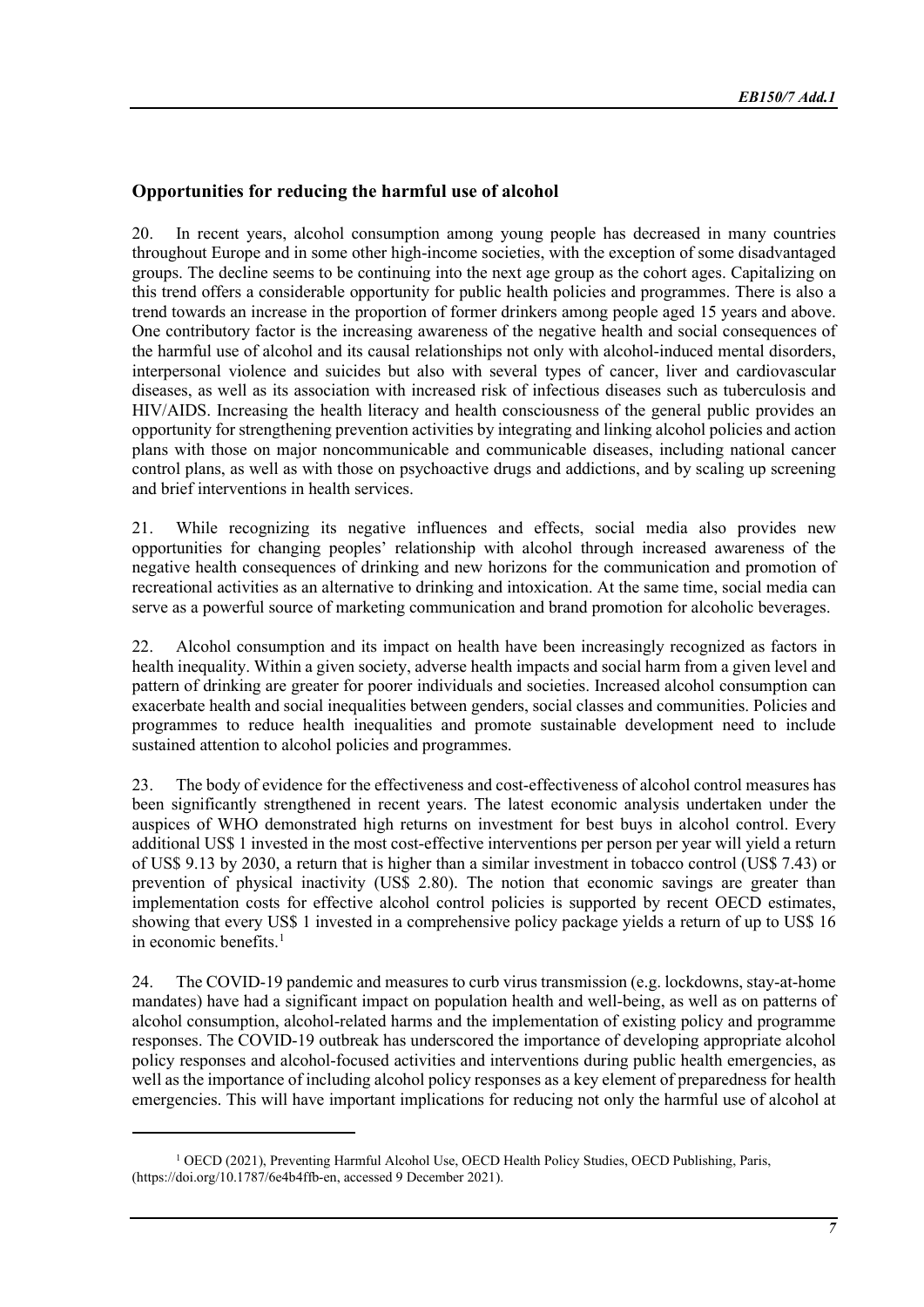## Opportunities for reducing the harmful use of alcohol

20. In recent years, alcohol consumption among young people has decreased in many countries throughout Europe and in some other high-income societies, with the exception of some disadvantaged groups. The decline seems to be continuing into the next age group as the cohort ages. Capitalizing on this trend offers a considerable opportunity for public health policies and programmes. There is also a trend towards an increase in the proportion of former drinkers among people aged 15 years and above. One contributory factor is the increasing awareness of the negative health and social consequences of the harmful use of alcohol and its causal relationships not only with alcohol-induced mental disorders, interpersonal violence and suicides but also with several types of cancer, liver and cardiovascular diseases, as well as its association with increased risk of infectious diseases such as tuberculosis and HIV/AIDS. Increasing the health literacy and health consciousness of the general public provides an opportunity for strengthening prevention activities by integrating and linking alcohol policies and action plans with those on major noncommunicable and communicable diseases, including national cancer control plans, as well as with those on psychoactive drugs and addictions, and by scaling up screening and brief interventions in health services.

21. While recognizing its negative influences and effects, social media also provides new opportunities for changing peoples' relationship with alcohol through increased awareness of the negative health consequences of drinking and new horizons for the communication and promotion of recreational activities as an alternative to drinking and intoxication. At the same time, social media can serve as a powerful source of marketing communication and brand promotion for alcoholic beverages.

22. Alcohol consumption and its impact on health have been increasingly recognized as factors in health inequality. Within a given society, adverse health impacts and social harm from a given level and pattern of drinking are greater for poorer individuals and societies. Increased alcohol consumption can exacerbate health and social inequalities between genders, social classes and communities. Policies and programmes to reduce health inequalities and promote sustainable development need to include sustained attention to alcohol policies and programmes.

23. The body of evidence for the effectiveness and cost-effectiveness of alcohol control measures has been significantly strengthened in recent years. The latest economic analysis undertaken under the auspices of WHO demonstrated high returns on investment for best buys in alcohol control. Every additional US$ 1 invested in the most cost-effective interventions per person per year will yield a return of US$ 9.13 by 2030, a return that is higher than a similar investment in tobacco control (US$ 7.43) or prevention of physical inactivity (US$ 2.80). The notion that economic savings are greater than implementation costs for effective alcohol control policies is supported by recent OECD estimates, showing that every US$ 1 invested in a comprehensive policy package yields a return of up to US$ 16 in economic benefits.[1]

24. The COVID-19 pandemic and measures to curb virus transmission (e.g. lockdowns, stay-at-home mandates) have had a significant impact on population health and well-being, as well as on patterns of alcohol consumption, alcohol-related harms and the implementation of existing policy and programme responses. The COVID-19 outbreak has underscored the importance of developing appropriate alcohol policy responses and alcohol-focused activities and interventions during public health emergencies, as well as the importance of including alcohol policy responses as a key element of preparedness for health emergencies. This will have important implications for reducing not only the harmful use of alcohol at

---

[1] OECD (2021), Preventing Harmful Alcohol Use, OECD Health Policy Studies, OECD Publishing, Paris, (https://doi.org/10.1787/6e4b4ffb-en, accessed 9 December 2021).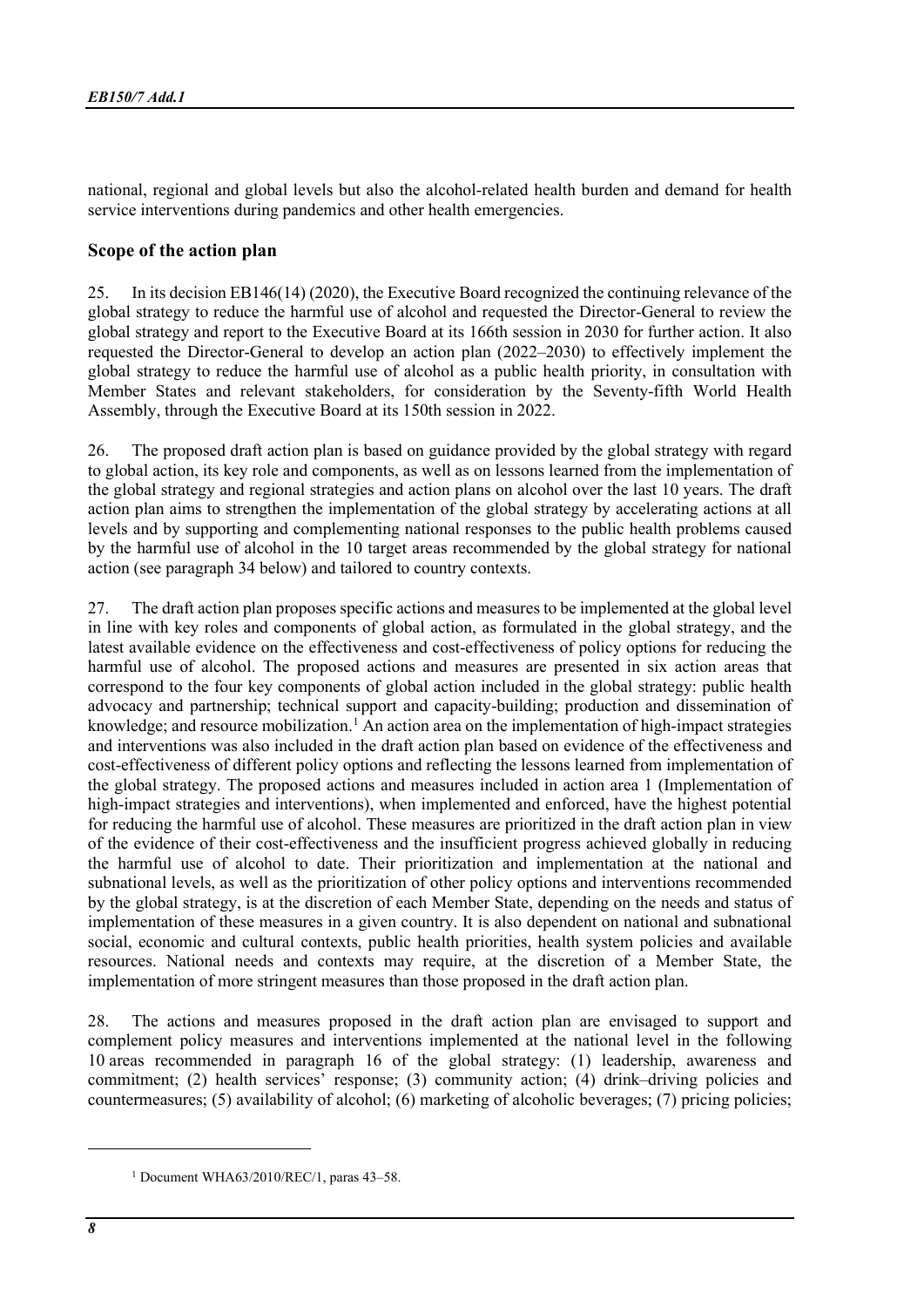national, regional and global levels but also the alcohol-related health burden and demand for health service interventions during pandemics and other health emergencies.

## Scope of the action plan

25. In its decision EB146(14) (2020), the Executive Board recognized the continuing relevance of the global strategy to reduce the harmful use of alcohol and requested the Director-General to review the global strategy and report to the Executive Board at its 166th session in 2030 for further action. It also requested the Director-General to develop an action plan (2022–2030) to effectively implement the global strategy to reduce the harmful use of alcohol as a public health priority, in consultation with Member States and relevant stakeholders, for consideration by the Seventy-fifth World Health Assembly, through the Executive Board at its 150th session in 2022.

26. The proposed draft action plan is based on guidance provided by the global strategy with regard to global action, its key role and components, as well as on lessons learned from the implementation of the global strategy and regional strategies and action plans on alcohol over the last 10 years. The draft action plan aims to strengthen the implementation of the global strategy by accelerating actions at all levels and by supporting and complementing national responses to the public health problems caused by the harmful use of alcohol in the 10 target areas recommended by the global strategy for national action (see paragraph 34 below) and tailored to country contexts.

27. The draft action plan proposes specific actions and measures to be implemented at the global level in line with key roles and components of global action, as formulated in the global strategy, and the latest available evidence on the effectiveness and cost-effectiveness of policy options for reducing the harmful use of alcohol. The proposed actions and measures are presented in six action areas that correspond to the four key components of global action included in the global strategy: public health advocacy and partnership; technical support and capacity-building; production and dissemination of knowledge; and resource mobilization.[1] An action area on the implementation of high-impact strategies and interventions was also included in the draft action plan based on evidence of the effectiveness and cost-effectiveness of different policy options and reflecting the lessons learned from implementation of the global strategy. The proposed actions and measures included in action area 1 (Implementation of high-impact strategies and interventions), when implemented and enforced, have the highest potential for reducing the harmful use of alcohol. These measures are prioritized in the draft action plan in view of the evidence of their cost-effectiveness and the insufficient progress achieved globally in reducing the harmful use of alcohol to date. Their prioritization and implementation at the national and subnational levels, as well as the prioritization of other policy options and interventions recommended by the global strategy, is at the discretion of each Member State, depending on the needs and status of implementation of these measures in a given country. It is also dependent on national and subnational social, economic and cultural contexts, public health priorities, health system policies and available resources. National needs and contexts may require, at the discretion of a Member State, the implementation of more stringent measures than those proposed in the draft action plan.

28. The actions and measures proposed in the draft action plan are envisaged to support and complement policy measures and interventions implemented at the national level in the following 10 areas recommended in paragraph 16 of the global strategy: (1) leadership, awareness and commitment; (2) health services' response; (3) community action; (4) drink–driving policies and countermeasures; (5) availability of alcohol; (6) marketing of alcoholic beverages; (7) pricing policies;

[1] Document WHA63/2010/REC/1, paras 43–58.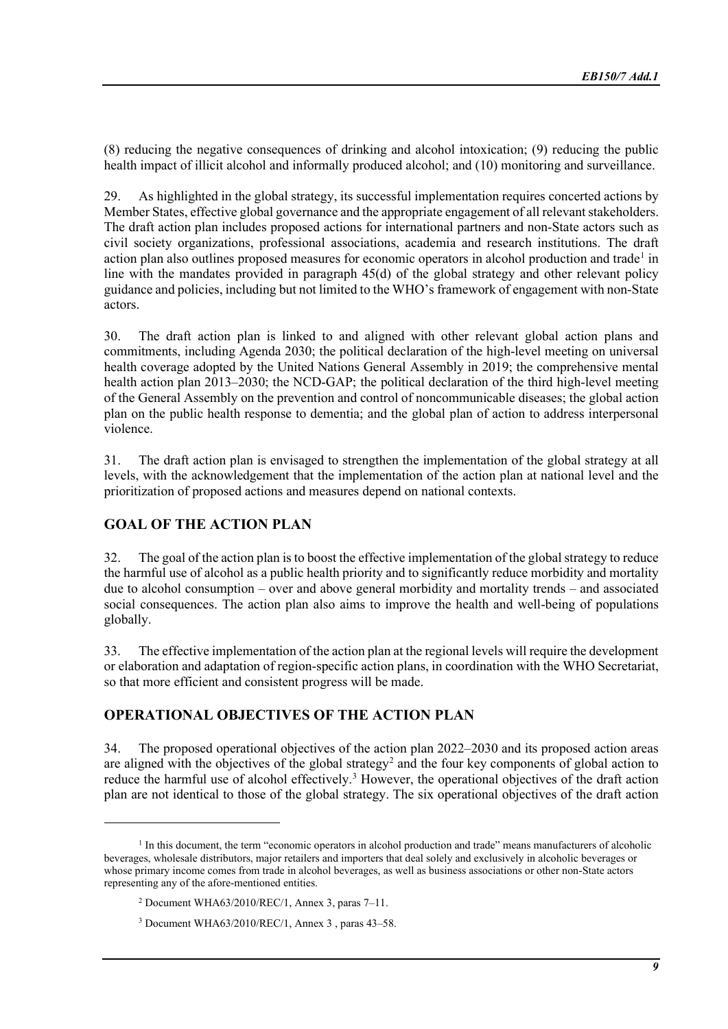(8) reducing the negative consequences of drinking and alcohol intoxication; (9) reducing the public health impact of illicit alcohol and informally produced alcohol; and (10) monitoring and surveillance.

29. As highlighted in the global strategy, its successful implementation requires concerted actions by Member States, effective global governance and the appropriate engagement of all relevant stakeholders. The draft action plan includes proposed actions for international partners and non-State actors such as civil society organizations, professional associations, academia and research institutions. The draft action plan also outlines proposed measures for economic operators in alcohol production and trade[1] in line with the mandates provided in paragraph 45(d) of the global strategy and other relevant policy guidance and policies, including but not limited to the WHO's framework of engagement with non-State actors.

30. The draft action plan is linked to and aligned with other relevant global action plans and commitments, including Agenda 2030; the political declaration of the high-level meeting on universal health coverage adopted by the United Nations General Assembly in 2019; the comprehensive mental health action plan 2013–2030; the NCD-GAP; the political declaration of the third high-level meeting of the General Assembly on the prevention and control of noncommunicable diseases; the global action plan on the public health response to dementia; and the global plan of action to address interpersonal violence.

31. The draft action plan is envisaged to strengthen the implementation of the global strategy at all levels, with the acknowledgement that the implementation of the action plan at national level and the prioritization of proposed actions and measures depend on national contexts.

## GOAL OF THE ACTION PLAN

32. The goal of the action plan is to boost the effective implementation of the global strategy to reduce the harmful use of alcohol as a public health priority and to significantly reduce morbidity and mortality due to alcohol consumption – over and above general morbidity and mortality trends – and associated social consequences. The action plan also aims to improve the health and well-being of populations globally.

33. The effective implementation of the action plan at the regional levels will require the development or elaboration and adaptation of region-specific action plans, in coordination with the WHO Secretariat, so that more efficient and consistent progress will be made.

## OPERATIONAL OBJECTIVES OF THE ACTION PLAN

34. The proposed operational objectives of the action plan 2022–2030 and its proposed action areas are aligned with the objectives of the global strategy[2] and the four key components of global action to reduce the harmful use of alcohol effectively.[3] However, the operational objectives of the draft action plan are not identical to those of the global strategy. The six operational objectives of the draft action

---

[1] In this document, the term "economic operators in alcohol production and trade" means manufacturers of alcoholic beverages, wholesale distributors, major retailers and importers that deal solely and exclusively in alcoholic beverages or whose primary income comes from trade in alcohol beverages, as well as business associations or other non-State actors representing any of the afore-mentioned entities.

[2] Document WHA63/2010/REC/1, Annex 3, paras 7–11.

[3] Document WHA63/2010/REC/1, Annex 3 , paras 43–58.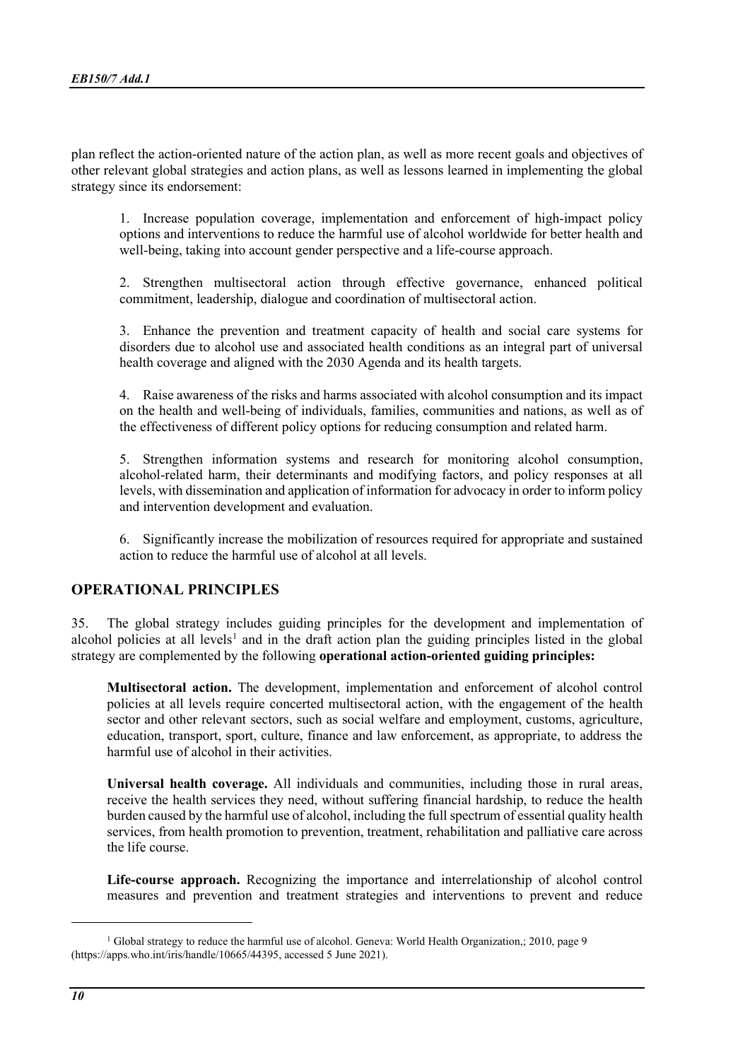plan reflect the action-oriented nature of the action plan, as well as more recent goals and objectives of other relevant global strategies and action plans, as well as lessons learned in implementing the global strategy since its endorsement:

1. Increase population coverage, implementation and enforcement of high-impact policy options and interventions to reduce the harmful use of alcohol worldwide for better health and well-being, taking into account gender perspective and a life-course approach.

2. Strengthen multisectoral action through effective governance, enhanced political commitment, leadership, dialogue and coordination of multisectoral action.

3. Enhance the prevention and treatment capacity of health and social care systems for disorders due to alcohol use and associated health conditions as an integral part of universal health coverage and aligned with the 2030 Agenda and its health targets.

4. Raise awareness of the risks and harms associated with alcohol consumption and its impact on the health and well-being of individuals, families, communities and nations, as well as of the effectiveness of different policy options for reducing consumption and related harm.

5. Strengthen information systems and research for monitoring alcohol consumption, alcohol-related harm, their determinants and modifying factors, and policy responses at all levels, with dissemination and application of information for advocacy in order to inform policy and intervention development and evaluation.

6. Significantly increase the mobilization of resources required for appropriate and sustained action to reduce the harmful use of alcohol at all levels.

## OPERATIONAL PRINCIPLES

35. The global strategy includes guiding principles for the development and implementation of alcohol policies at all levels[1] and in the draft action plan the guiding principles listed in the global strategy are complemented by the following **operational action-oriented guiding principles:**

**Multisectoral action.** The development, implementation and enforcement of alcohol control policies at all levels require concerted multisectoral action, with the engagement of the health sector and other relevant sectors, such as social welfare and employment, customs, agriculture, education, transport, sport, culture, finance and law enforcement, as appropriate, to address the harmful use of alcohol in their activities.

**Universal health coverage.** All individuals and communities, including those in rural areas, receive the health services they need, without suffering financial hardship, to reduce the health burden caused by the harmful use of alcohol, including the full spectrum of essential quality health services, from health promotion to prevention, treatment, rehabilitation and palliative care across the life course.

**Life-course approach.** Recognizing the importance and interrelationship of alcohol control measures and prevention and treatment strategies and interventions to prevent and reduce

---

[1] Global strategy to reduce the harmful use of alcohol. Geneva: World Health Organization,; 2010, page 9 (https://apps.who.int/iris/handle/10665/44395, accessed 5 June 2021).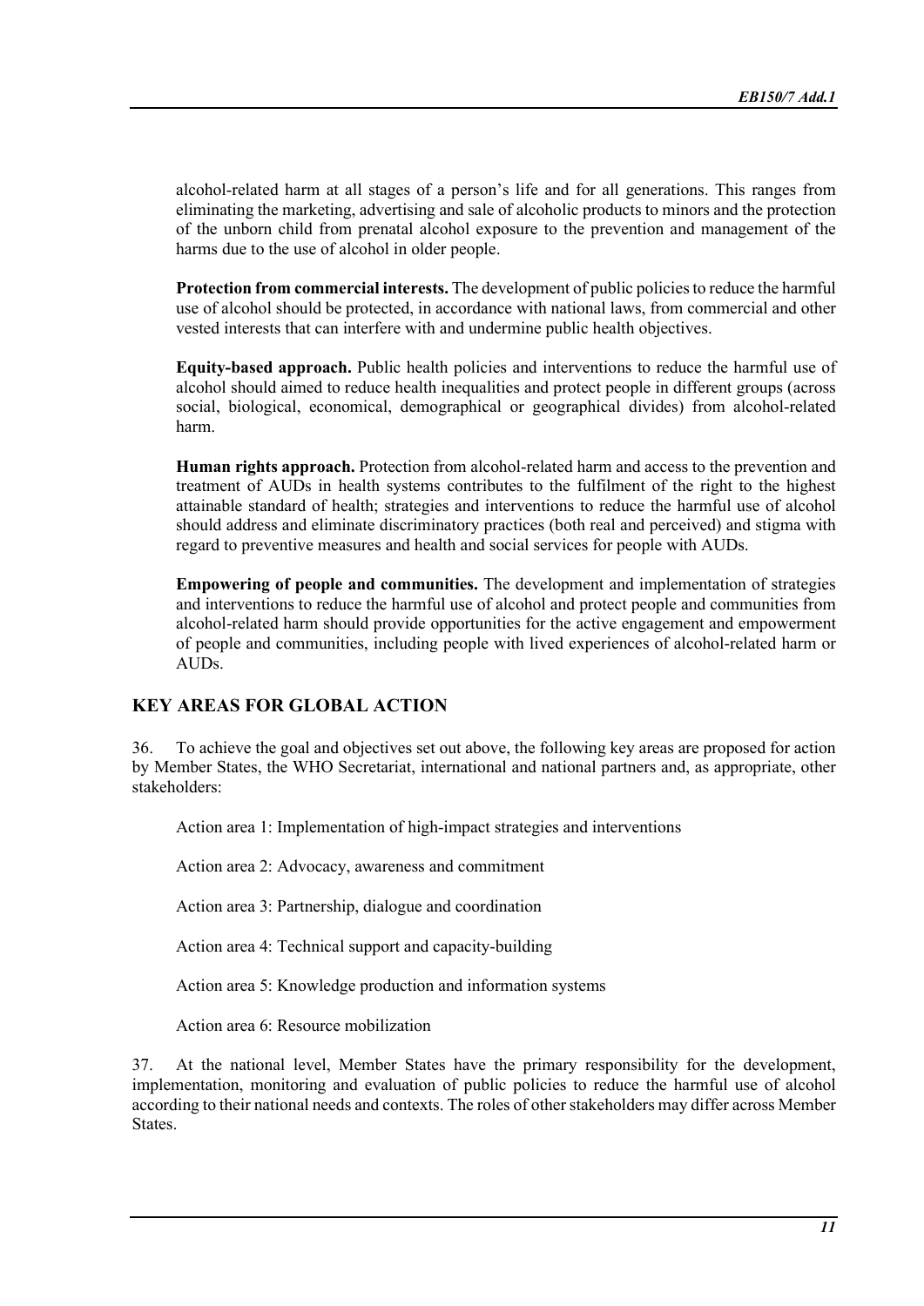alcohol-related harm at all stages of a person's life and for all generations. This ranges from eliminating the marketing, advertising and sale of alcoholic products to minors and the protection of the unborn child from prenatal alcohol exposure to the prevention and management of the harms due to the use of alcohol in older people.

**Protection from commercial interests.** The development of public policies to reduce the harmful use of alcohol should be protected, in accordance with national laws, from commercial and other vested interests that can interfere with and undermine public health objectives.

**Equity-based approach.** Public health policies and interventions to reduce the harmful use of alcohol should aimed to reduce health inequalities and protect people in different groups (across social, biological, economical, demographical or geographical divides) from alcohol-related harm.

**Human rights approach.** Protection from alcohol-related harm and access to the prevention and treatment of AUDs in health systems contributes to the fulfilment of the right to the highest attainable standard of health; strategies and interventions to reduce the harmful use of alcohol should address and eliminate discriminatory practices (both real and perceived) and stigma with regard to preventive measures and health and social services for people with AUDs.

**Empowering of people and communities.** The development and implementation of strategies and interventions to reduce the harmful use of alcohol and protect people and communities from alcohol-related harm should provide opportunities for the active engagement and empowerment of people and communities, including people with lived experiences of alcohol-related harm or AUDs.

## KEY AREAS FOR GLOBAL ACTION

36. To achieve the goal and objectives set out above, the following key areas are proposed for action by Member States, the WHO Secretariat, international and national partners and, as appropriate, other stakeholders:

Action area 1: Implementation of high-impact strategies and interventions

Action area 2: Advocacy, awareness and commitment

Action area 3: Partnership, dialogue and coordination

Action area 4: Technical support and capacity-building

Action area 5: Knowledge production and information systems

Action area 6: Resource mobilization

37. At the national level, Member States have the primary responsibility for the development, implementation, monitoring and evaluation of public policies to reduce the harmful use of alcohol according to their national needs and contexts. The roles of other stakeholders may differ across Member States.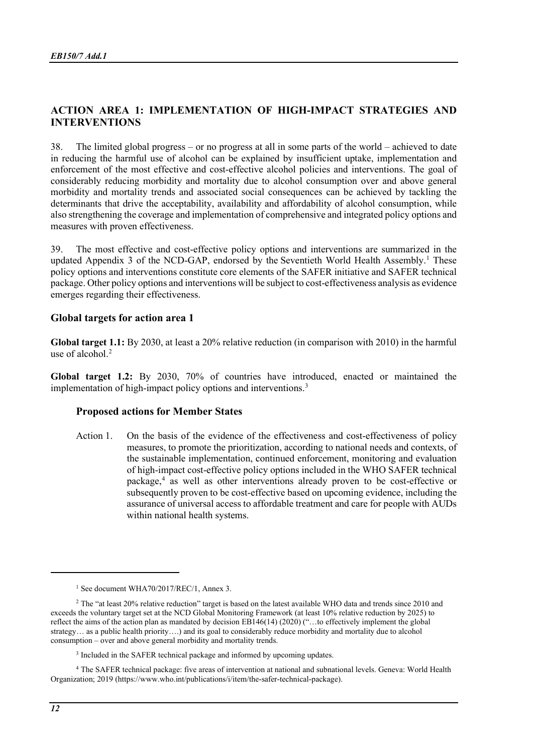## ACTION AREA 1: IMPLEMENTATION OF HIGH-IMPACT STRATEGIES AND INTERVENTIONS

38. The limited global progress – or no progress at all in some parts of the world – achieved to date in reducing the harmful use of alcohol can be explained by insufficient uptake, implementation and enforcement of the most effective and cost-effective alcohol policies and interventions. The goal of considerably reducing morbidity and mortality due to alcohol consumption over and above general morbidity and mortality trends and associated social consequences can be achieved by tackling the determinants that drive the acceptability, availability and affordability of alcohol consumption, while also strengthening the coverage and implementation of comprehensive and integrated policy options and measures with proven effectiveness.

39. The most effective and cost-effective policy options and interventions are summarized in the updated Appendix 3 of the NCD-GAP, endorsed by the Seventieth World Health Assembly.[1] These policy options and interventions constitute core elements of the SAFER initiative and SAFER technical package. Other policy options and interventions will be subject to cost-effectiveness analysis as evidence emerges regarding their effectiveness.

### Global targets for action area 1

**Global target 1.1:** By 2030, at least a 20% relative reduction (in comparison with 2010) in the harmful use of alcohol.[2]

**Global target 1.2:** By 2030, 70% of countries have introduced, enacted or maintained the implementation of high-impact policy options and interventions.[3]

#### Proposed actions for Member States

Action 1. On the basis of the evidence of the effectiveness and cost-effectiveness of policy measures, to promote the prioritization, according to national needs and contexts, of the sustainable implementation, continued enforcement, monitoring and evaluation of high-impact cost-effective policy options included in the WHO SAFER technical package,[4] as well as other interventions already proven to be cost-effective or subsequently proven to be cost-effective based on upcoming evidence, including the assurance of universal access to affordable treatment and care for people with AUDs within national health systems.

---

[1] See document WHA70/2017/REC/1, Annex 3.

[2] The "at least 20% relative reduction" target is based on the latest available WHO data and trends since 2010 and exceeds the voluntary target set at the NCD Global Monitoring Framework (at least 10% relative reduction by 2025) to reflect the aims of the action plan as mandated by decision EB146(14) (2020) ("…to effectively implement the global strategy… as a public health priority….) and its goal to considerably reduce morbidity and mortality due to alcohol consumption – over and above general morbidity and mortality trends.

[3] Included in the SAFER technical package and informed by upcoming updates.

[4] The SAFER technical package: five areas of intervention at national and subnational levels. Geneva: World Health Organization; 2019 (https://www.who.int/publications/i/item/the-safer-technical-package).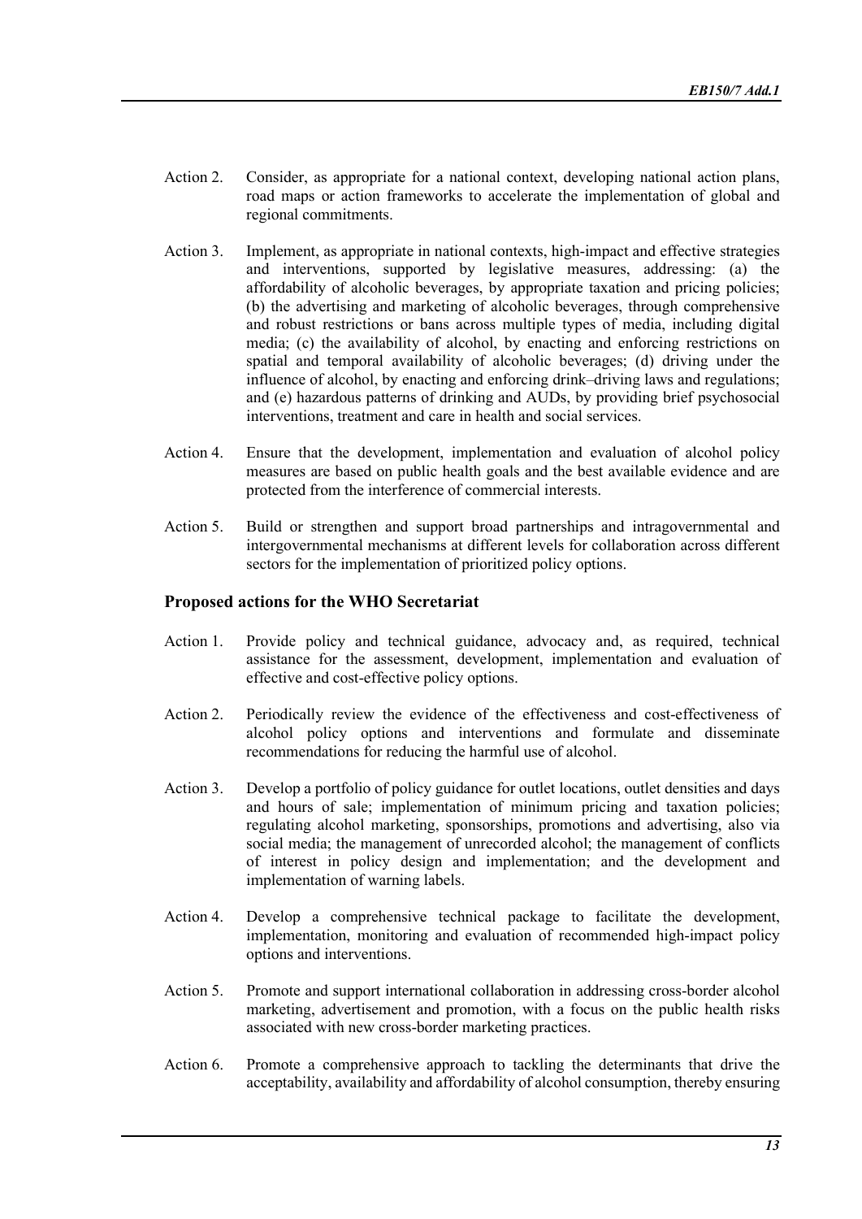Action 2. Consider, as appropriate for a national context, developing national action plans, road maps or action frameworks to accelerate the implementation of global and regional commitments.

Action 3. Implement, as appropriate in national contexts, high-impact and effective strategies and interventions, supported by legislative measures, addressing: (a) the affordability of alcoholic beverages, by appropriate taxation and pricing policies; (b) the advertising and marketing of alcoholic beverages, through comprehensive and robust restrictions or bans across multiple types of media, including digital media; (c) the availability of alcohol, by enacting and enforcing restrictions on spatial and temporal availability of alcoholic beverages; (d) driving under the influence of alcohol, by enacting and enforcing drink–driving laws and regulations; and (e) hazardous patterns of drinking and AUDs, by providing brief psychosocial interventions, treatment and care in health and social services.

Action 4. Ensure that the development, implementation and evaluation of alcohol policy measures are based on public health goals and the best available evidence and are protected from the interference of commercial interests.

Action 5. Build or strengthen and support broad partnerships and intragovernmental and intergovernmental mechanisms at different levels for collaboration across different sectors for the implementation of prioritized policy options.

### Proposed actions for the WHO Secretariat

Action 1. Provide policy and technical guidance, advocacy and, as required, technical assistance for the assessment, development, implementation and evaluation of effective and cost-effective policy options.

Action 2. Periodically review the evidence of the effectiveness and cost-effectiveness of alcohol policy options and interventions and formulate and disseminate recommendations for reducing the harmful use of alcohol.

Action 3. Develop a portfolio of policy guidance for outlet locations, outlet densities and days and hours of sale; implementation of minimum pricing and taxation policies; regulating alcohol marketing, sponsorships, promotions and advertising, also via social media; the management of unrecorded alcohol; the management of conflicts of interest in policy design and implementation; and the development and implementation of warning labels.

Action 4. Develop a comprehensive technical package to facilitate the development, implementation, monitoring and evaluation of recommended high-impact policy options and interventions.

Action 5. Promote and support international collaboration in addressing cross-border alcohol marketing, advertisement and promotion, with a focus on the public health risks associated with new cross-border marketing practices.

Action 6. Promote a comprehensive approach to tackling the determinants that drive the acceptability, availability and affordability of alcohol consumption, thereby ensuring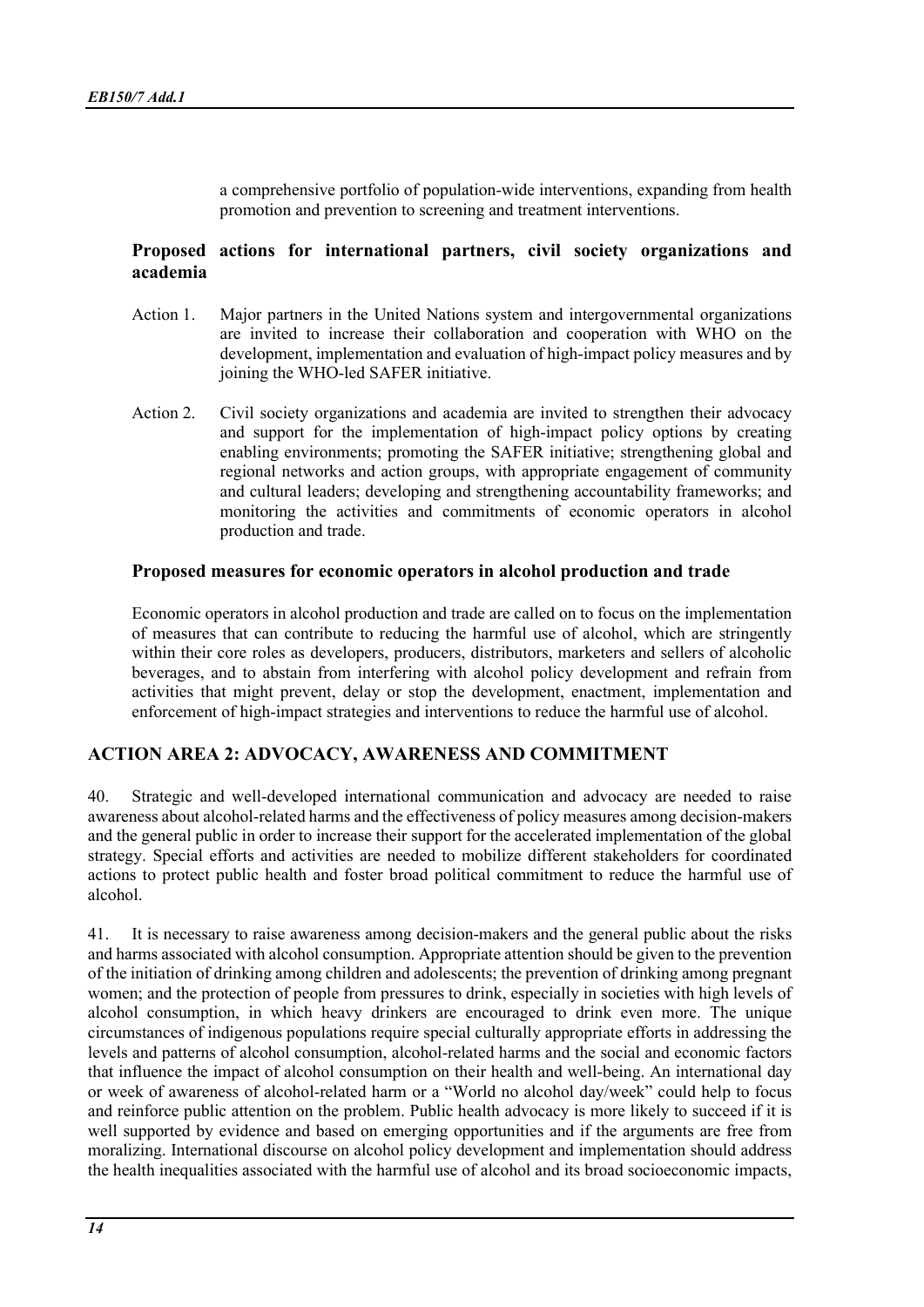a comprehensive portfolio of population-wide interventions, expanding from health promotion and prevention to screening and treatment interventions.

### Proposed actions for international partners, civil society organizations and academia

Action 1. Major partners in the United Nations system and intergovernmental organizations are invited to increase their collaboration and cooperation with WHO on the development, implementation and evaluation of high-impact policy measures and by joining the WHO-led SAFER initiative.

Action 2. Civil society organizations and academia are invited to strengthen their advocacy and support for the implementation of high-impact policy options by creating enabling environments; promoting the SAFER initiative; strengthening global and regional networks and action groups, with appropriate engagement of community and cultural leaders; developing and strengthening accountability frameworks; and monitoring the activities and commitments of economic operators in alcohol production and trade.

### Proposed measures for economic operators in alcohol production and trade

Economic operators in alcohol production and trade are called on to focus on the implementation of measures that can contribute to reducing the harmful use of alcohol, which are stringently within their core roles as developers, producers, distributors, marketers and sellers of alcoholic beverages, and to abstain from interfering with alcohol policy development and refrain from activities that might prevent, delay or stop the development, enactment, implementation and enforcement of high-impact strategies and interventions to reduce the harmful use of alcohol.

## ACTION AREA 2: ADVOCACY, AWARENESS AND COMMITMENT

40. Strategic and well-developed international communication and advocacy are needed to raise awareness about alcohol-related harms and the effectiveness of policy measures among decision-makers and the general public in order to increase their support for the accelerated implementation of the global strategy. Special efforts and activities are needed to mobilize different stakeholders for coordinated actions to protect public health and foster broad political commitment to reduce the harmful use of alcohol.

41. It is necessary to raise awareness among decision-makers and the general public about the risks and harms associated with alcohol consumption. Appropriate attention should be given to the prevention of the initiation of drinking among children and adolescents; the prevention of drinking among pregnant women; and the protection of people from pressures to drink, especially in societies with high levels of alcohol consumption, in which heavy drinkers are encouraged to drink even more. The unique circumstances of indigenous populations require special culturally appropriate efforts in addressing the levels and patterns of alcohol consumption, alcohol-related harms and the social and economic factors that influence the impact of alcohol consumption on their health and well-being. An international day or week of awareness of alcohol-related harm or a "World no alcohol day/week" could help to focus and reinforce public attention on the problem. Public health advocacy is more likely to succeed if it is well supported by evidence and based on emerging opportunities and if the arguments are free from moralizing. International discourse on alcohol policy development and implementation should address the health inequalities associated with the harmful use of alcohol and its broad socioeconomic impacts,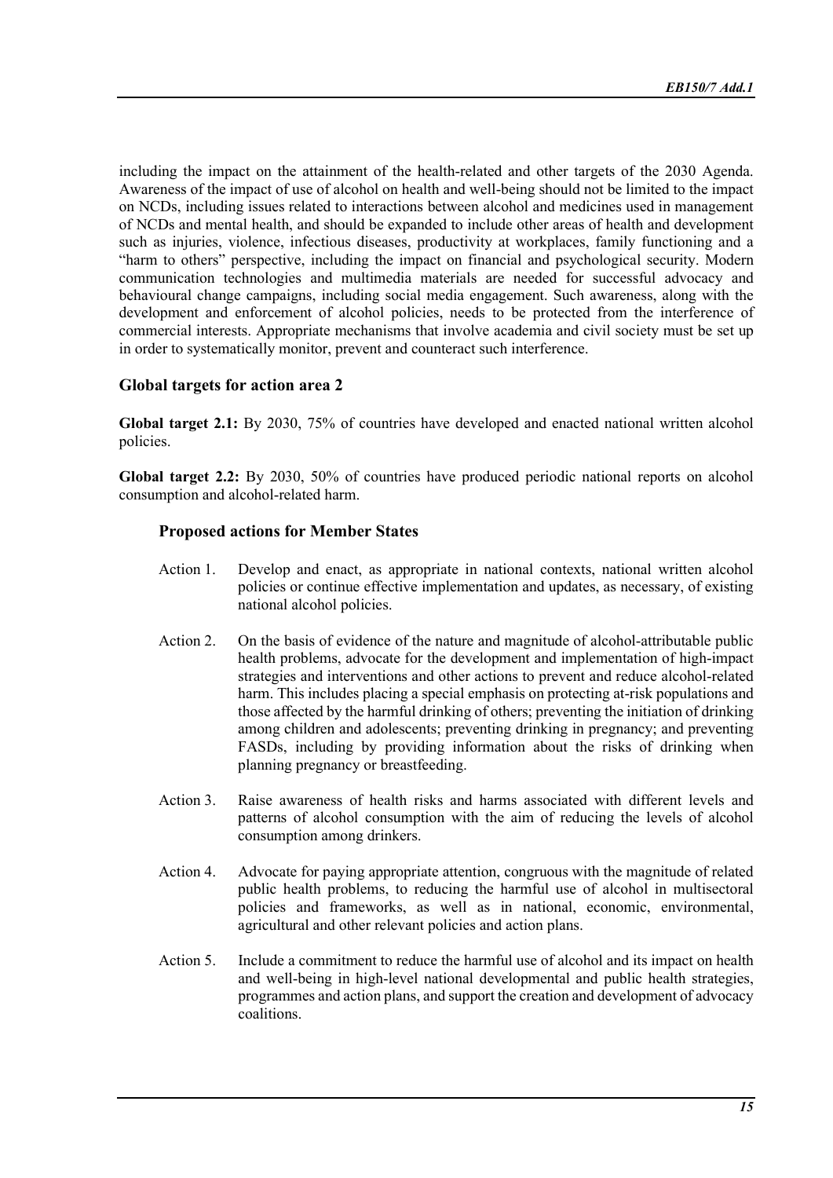including the impact on the attainment of the health-related and other targets of the 2030 Agenda. Awareness of the impact of use of alcohol on health and well-being should not be limited to the impact on NCDs, including issues related to interactions between alcohol and medicines used in management of NCDs and mental health, and should be expanded to include other areas of health and development such as injuries, violence, infectious diseases, productivity at workplaces, family functioning and a "harm to others" perspective, including the impact on financial and psychological security. Modern communication technologies and multimedia materials are needed for successful advocacy and behavioural change campaigns, including social media engagement. Such awareness, along with the development and enforcement of alcohol policies, needs to be protected from the interference of commercial interests. Appropriate mechanisms that involve academia and civil society must be set up in order to systematically monitor, prevent and counteract such interference.

### Global targets for action area 2

**Global target 2.1:** By 2030, 75% of countries have developed and enacted national written alcohol policies.

**Global target 2.2:** By 2030, 50% of countries have produced periodic national reports on alcohol consumption and alcohol-related harm.

#### Proposed actions for Member States

Action 1. Develop and enact, as appropriate in national contexts, national written alcohol policies or continue effective implementation and updates, as necessary, of existing national alcohol policies.

Action 2. On the basis of evidence of the nature and magnitude of alcohol-attributable public health problems, advocate for the development and implementation of high-impact strategies and interventions and other actions to prevent and reduce alcohol-related harm. This includes placing a special emphasis on protecting at-risk populations and those affected by the harmful drinking of others; preventing the initiation of drinking among children and adolescents; preventing drinking in pregnancy; and preventing FASDs, including by providing information about the risks of drinking when planning pregnancy or breastfeeding.

Action 3. Raise awareness of health risks and harms associated with different levels and patterns of alcohol consumption with the aim of reducing the levels of alcohol consumption among drinkers.

Action 4. Advocate for paying appropriate attention, congruous with the magnitude of related public health problems, to reducing the harmful use of alcohol in multisectoral policies and frameworks, as well as in national, economic, environmental, agricultural and other relevant policies and action plans.

Action 5. Include a commitment to reduce the harmful use of alcohol and its impact on health and well-being in high-level national developmental and public health strategies, programmes and action plans, and support the creation and development of advocacy coalitions.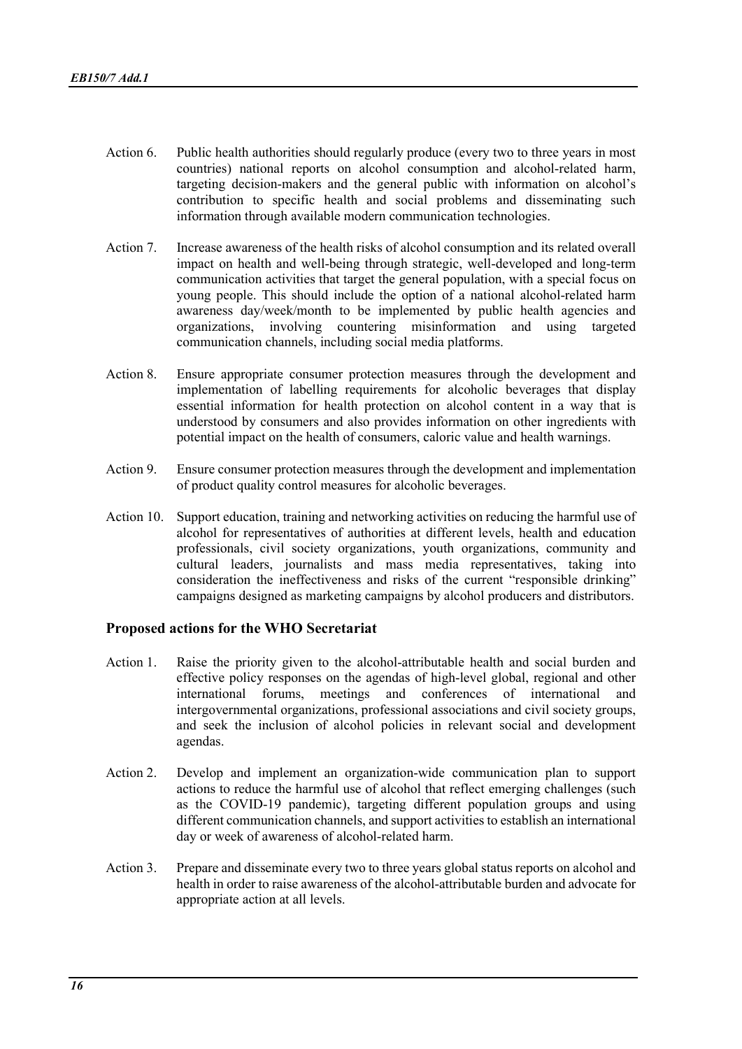Action 6. Public health authorities should regularly produce (every two to three years in most countries) national reports on alcohol consumption and alcohol-related harm, targeting decision-makers and the general public with information on alcohol's contribution to specific health and social problems and disseminating such information through available modern communication technologies.

Action 7. Increase awareness of the health risks of alcohol consumption and its related overall impact on health and well-being through strategic, well-developed and long-term communication activities that target the general population, with a special focus on young people. This should include the option of a national alcohol-related harm awareness day/week/month to be implemented by public health agencies and organizations, involving countering misinformation and using targeted communication channels, including social media platforms.

Action 8. Ensure appropriate consumer protection measures through the development and implementation of labelling requirements for alcoholic beverages that display essential information for health protection on alcohol content in a way that is understood by consumers and also provides information on other ingredients with potential impact on the health of consumers, caloric value and health warnings.

Action 9. Ensure consumer protection measures through the development and implementation of product quality control measures for alcoholic beverages.

Action 10. Support education, training and networking activities on reducing the harmful use of alcohol for representatives of authorities at different levels, health and education professionals, civil society organizations, youth organizations, community and cultural leaders, journalists and mass media representatives, taking into consideration the ineffectiveness and risks of the current "responsible drinking" campaigns designed as marketing campaigns by alcohol producers and distributors.

### Proposed actions for the WHO Secretariat

Action 1. Raise the priority given to the alcohol-attributable health and social burden and effective policy responses on the agendas of high-level global, regional and other international forums, meetings and conferences of international and intergovernmental organizations, professional associations and civil society groups, and seek the inclusion of alcohol policies in relevant social and development agendas.

Action 2. Develop and implement an organization-wide communication plan to support actions to reduce the harmful use of alcohol that reflect emerging challenges (such as the COVID-19 pandemic), targeting different population groups and using different communication channels, and support activities to establish an international day or week of awareness of alcohol-related harm.

Action 3. Prepare and disseminate every two to three years global status reports on alcohol and health in order to raise awareness of the alcohol-attributable burden and advocate for appropriate action at all levels.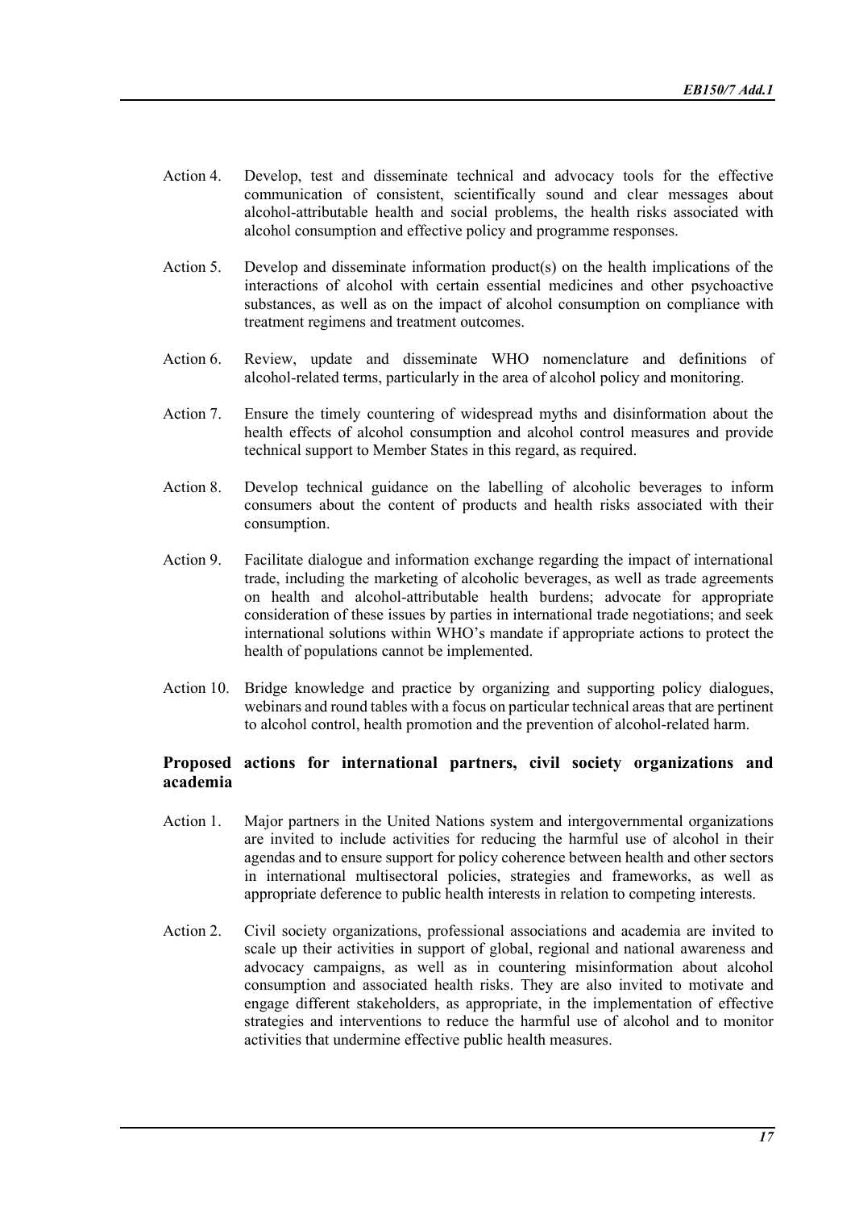Action 4. Develop, test and disseminate technical and advocacy tools for the effective communication of consistent, scientifically sound and clear messages about alcohol-attributable health and social problems, the health risks associated with alcohol consumption and effective policy and programme responses.

Action 5. Develop and disseminate information product(s) on the health implications of the interactions of alcohol with certain essential medicines and other psychoactive substances, as well as on the impact of alcohol consumption on compliance with treatment regimens and treatment outcomes.

Action 6. Review, update and disseminate WHO nomenclature and definitions of alcohol-related terms, particularly in the area of alcohol policy and monitoring.

Action 7. Ensure the timely countering of widespread myths and disinformation about the health effects of alcohol consumption and alcohol control measures and provide technical support to Member States in this regard, as required.

Action 8. Develop technical guidance on the labelling of alcoholic beverages to inform consumers about the content of products and health risks associated with their consumption.

Action 9. Facilitate dialogue and information exchange regarding the impact of international trade, including the marketing of alcoholic beverages, as well as trade agreements on health and alcohol-attributable health burdens; advocate for appropriate consideration of these issues by parties in international trade negotiations; and seek international solutions within WHO's mandate if appropriate actions to protect the health of populations cannot be implemented.

Action 10. Bridge knowledge and practice by organizing and supporting policy dialogues, webinars and round tables with a focus on particular technical areas that are pertinent to alcohol control, health promotion and the prevention of alcohol-related harm.

### Proposed actions for international partners, civil society organizations and academia

Action 1. Major partners in the United Nations system and intergovernmental organizations are invited to include activities for reducing the harmful use of alcohol in their agendas and to ensure support for policy coherence between health and other sectors in international multisectoral policies, strategies and frameworks, as well as appropriate deference to public health interests in relation to competing interests.

Action 2. Civil society organizations, professional associations and academia are invited to scale up their activities in support of global, regional and national awareness and advocacy campaigns, as well as in countering misinformation about alcohol consumption and associated health risks. They are also invited to motivate and engage different stakeholders, as appropriate, in the implementation of effective strategies and interventions to reduce the harmful use of alcohol and to monitor activities that undermine effective public health measures.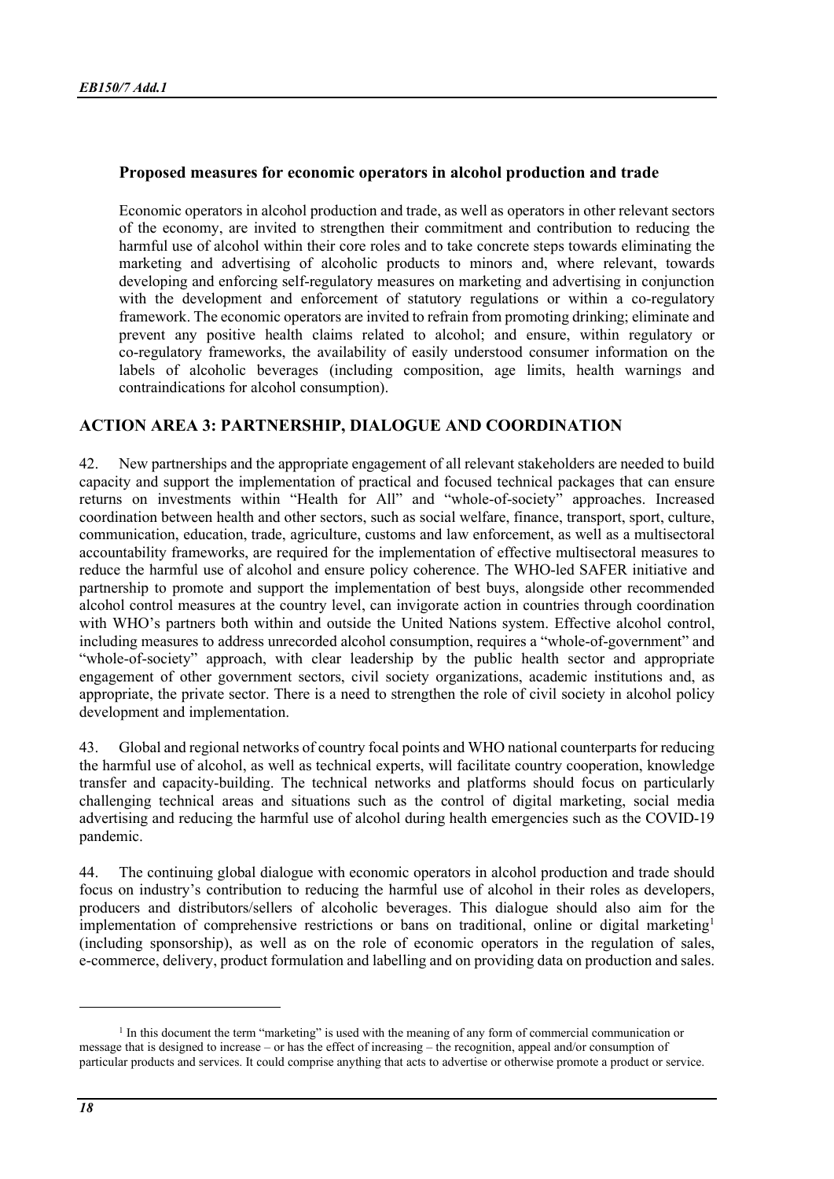**Proposed measures for economic operators in alcohol production and trade**

Economic operators in alcohol production and trade, as well as operators in other relevant sectors of the economy, are invited to strengthen their commitment and contribution to reducing the harmful use of alcohol within their core roles and to take concrete steps towards eliminating the marketing and advertising of alcoholic products to minors and, where relevant, towards developing and enforcing self-regulatory measures on marketing and advertising in conjunction with the development and enforcement of statutory regulations or within a co-regulatory framework. The economic operators are invited to refrain from promoting drinking; eliminate and prevent any positive health claims related to alcohol; and ensure, within regulatory or co-regulatory frameworks, the availability of easily understood consumer information on the labels of alcoholic beverages (including composition, age limits, health warnings and contraindications for alcohol consumption).

## ACTION AREA 3: PARTNERSHIP, DIALOGUE AND COORDINATION

42. New partnerships and the appropriate engagement of all relevant stakeholders are needed to build capacity and support the implementation of practical and focused technical packages that can ensure returns on investments within "Health for All" and "whole-of-society" approaches. Increased coordination between health and other sectors, such as social welfare, finance, transport, sport, culture, communication, education, trade, agriculture, customs and law enforcement, as well as a multisectoral accountability frameworks, are required for the implementation of effective multisectoral measures to reduce the harmful use of alcohol and ensure policy coherence. The WHO-led SAFER initiative and partnership to promote and support the implementation of best buys, alongside other recommended alcohol control measures at the country level, can invigorate action in countries through coordination with WHO's partners both within and outside the United Nations system. Effective alcohol control, including measures to address unrecorded alcohol consumption, requires a "whole-of-government" and "whole-of-society" approach, with clear leadership by the public health sector and appropriate engagement of other government sectors, civil society organizations, academic institutions and, as appropriate, the private sector. There is a need to strengthen the role of civil society in alcohol policy development and implementation.

43. Global and regional networks of country focal points and WHO national counterparts for reducing the harmful use of alcohol, as well as technical experts, will facilitate country cooperation, knowledge transfer and capacity-building. The technical networks and platforms should focus on particularly challenging technical areas and situations such as the control of digital marketing, social media advertising and reducing the harmful use of alcohol during health emergencies such as the COVID-19 pandemic.

44. The continuing global dialogue with economic operators in alcohol production and trade should focus on industry's contribution to reducing the harmful use of alcohol in their roles as developers, producers and distributors/sellers of alcoholic beverages. This dialogue should also aim for the implementation of comprehensive restrictions or bans on traditional, online or digital marketing[1] (including sponsorship), as well as on the role of economic operators in the regulation of sales, e-commerce, delivery, product formulation and labelling and on providing data on production and sales.

---

[1] In this document the term "marketing" is used with the meaning of any form of commercial communication or message that is designed to increase – or has the effect of increasing – the recognition, appeal and/or consumption of particular products and services. It could comprise anything that acts to advertise or otherwise promote a product or service.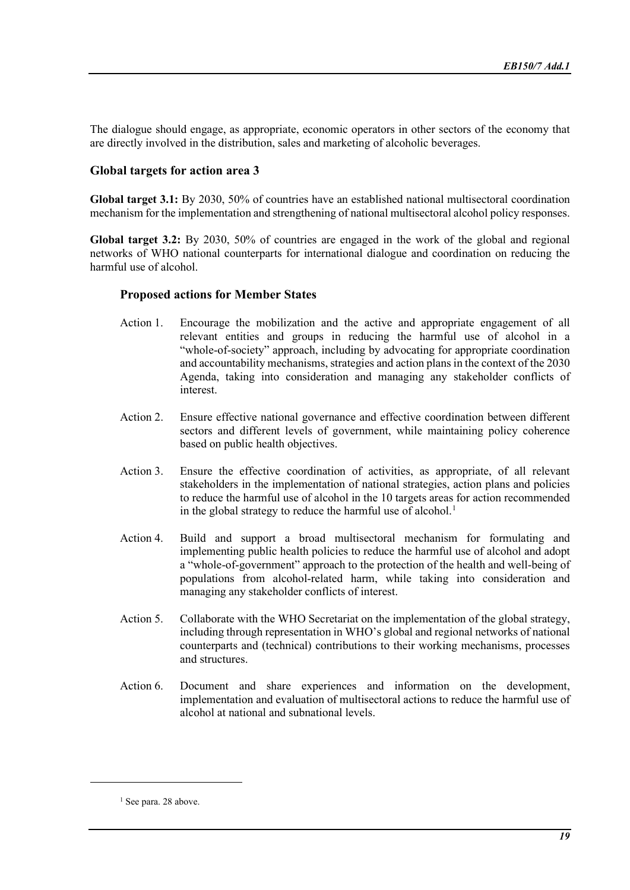The dialogue should engage, as appropriate, economic operators in other sectors of the economy that are directly involved in the distribution, sales and marketing of alcoholic beverages.

### Global targets for action area 3

**Global target 3.1:** By 2030, 50% of countries have an established national multisectoral coordination mechanism for the implementation and strengthening of national multisectoral alcohol policy responses.

**Global target 3.2:** By 2030, 50% of countries are engaged in the work of the global and regional networks of WHO national counterparts for international dialogue and coordination on reducing the harmful use of alcohol.

#### Proposed actions for Member States

Action 1. Encourage the mobilization and the active and appropriate engagement of all relevant entities and groups in reducing the harmful use of alcohol in a "whole-of-society" approach, including by advocating for appropriate coordination and accountability mechanisms, strategies and action plans in the context of the 2030 Agenda, taking into consideration and managing any stakeholder conflicts of interest.

Action 2. Ensure effective national governance and effective coordination between different sectors and different levels of government, while maintaining policy coherence based on public health objectives.

Action 3. Ensure the effective coordination of activities, as appropriate, of all relevant stakeholders in the implementation of national strategies, action plans and policies to reduce the harmful use of alcohol in the 10 targets areas for action recommended in the global strategy to reduce the harmful use of alcohol.[1]

Action 4. Build and support a broad multisectoral mechanism for formulating and implementing public health policies to reduce the harmful use of alcohol and adopt a "whole-of-government" approach to the protection of the health and well-being of populations from alcohol-related harm, while taking into consideration and managing any stakeholder conflicts of interest.

Action 5. Collaborate with the WHO Secretariat on the implementation of the global strategy, including through representation in WHO's global and regional networks of national counterparts and (technical) contributions to their working mechanisms, processes and structures.

Action 6. Document and share experiences and information on the development, implementation and evaluation of multisectoral actions to reduce the harmful use of alcohol at national and subnational levels.

---

[1] See para. 28 above.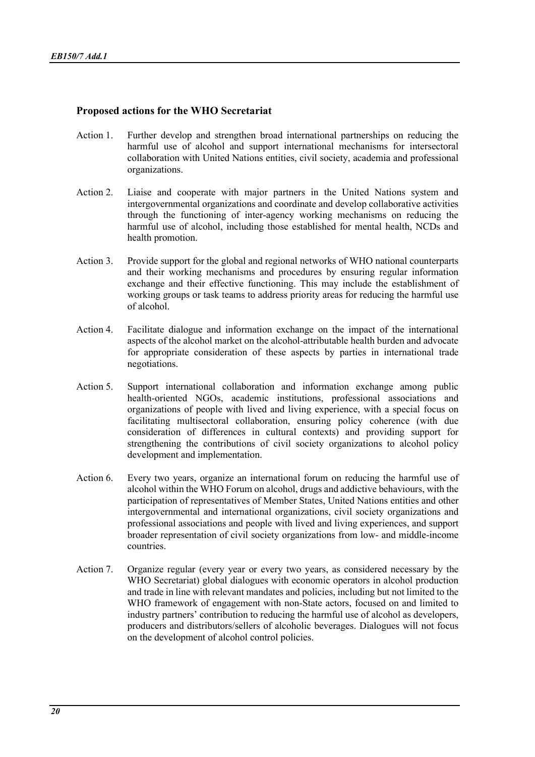### Proposed actions for the WHO Secretariat

Action 1. Further develop and strengthen broad international partnerships on reducing the harmful use of alcohol and support international mechanisms for intersectoral collaboration with United Nations entities, civil society, academia and professional organizations.

Action 2. Liaise and cooperate with major partners in the United Nations system and intergovernmental organizations and coordinate and develop collaborative activities through the functioning of inter-agency working mechanisms on reducing the harmful use of alcohol, including those established for mental health, NCDs and health promotion.

Action 3. Provide support for the global and regional networks of WHO national counterparts and their working mechanisms and procedures by ensuring regular information exchange and their effective functioning. This may include the establishment of working groups or task teams to address priority areas for reducing the harmful use of alcohol.

Action 4. Facilitate dialogue and information exchange on the impact of the international aspects of the alcohol market on the alcohol-attributable health burden and advocate for appropriate consideration of these aspects by parties in international trade negotiations.

Action 5. Support international collaboration and information exchange among public health-oriented NGOs, academic institutions, professional associations and organizations of people with lived and living experience, with a special focus on facilitating multisectoral collaboration, ensuring policy coherence (with due consideration of differences in cultural contexts) and providing support for strengthening the contributions of civil society organizations to alcohol policy development and implementation.

Action 6. Every two years, organize an international forum on reducing the harmful use of alcohol within the WHO Forum on alcohol, drugs and addictive behaviours, with the participation of representatives of Member States, United Nations entities and other intergovernmental and international organizations, civil society organizations and professional associations and people with lived and living experiences, and support broader representation of civil society organizations from low- and middle-income countries.

Action 7. Organize regular (every year or every two years, as considered necessary by the WHO Secretariat) global dialogues with economic operators in alcohol production and trade in line with relevant mandates and policies, including but not limited to the WHO framework of engagement with non-State actors, focused on and limited to industry partners' contribution to reducing the harmful use of alcohol as developers, producers and distributors/sellers of alcoholic beverages. Dialogues will not focus on the development of alcohol control policies.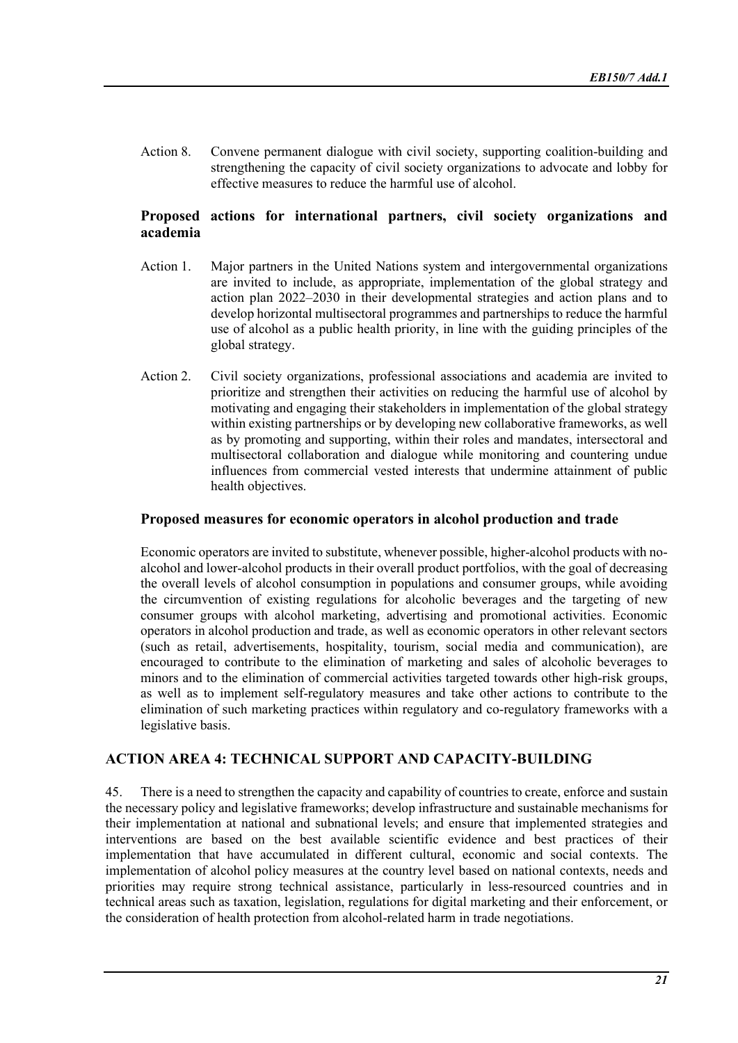Action 8. Convene permanent dialogue with civil society, supporting coalition-building and strengthening the capacity of civil society organizations to advocate and lobby for effective measures to reduce the harmful use of alcohol.

### Proposed actions for international partners, civil society organizations and academia

Action 1. Major partners in the United Nations system and intergovernmental organizations are invited to include, as appropriate, implementation of the global strategy and action plan 2022–2030 in their developmental strategies and action plans and to develop horizontal multisectoral programmes and partnerships to reduce the harmful use of alcohol as a public health priority, in line with the guiding principles of the global strategy.

Action 2. Civil society organizations, professional associations and academia are invited to prioritize and strengthen their activities on reducing the harmful use of alcohol by motivating and engaging their stakeholders in implementation of the global strategy within existing partnerships or by developing new collaborative frameworks, as well as by promoting and supporting, within their roles and mandates, intersectoral and multisectoral collaboration and dialogue while monitoring and countering undue influences from commercial vested interests that undermine attainment of public health objectives.

### Proposed measures for economic operators in alcohol production and trade

Economic operators are invited to substitute, whenever possible, higher-alcohol products with no-alcohol and lower-alcohol products in their overall product portfolios, with the goal of decreasing the overall levels of alcohol consumption in populations and consumer groups, while avoiding the circumvention of existing regulations for alcoholic beverages and the targeting of new consumer groups with alcohol marketing, advertising and promotional activities. Economic operators in alcohol production and trade, as well as economic operators in other relevant sectors (such as retail, advertisements, hospitality, tourism, social media and communication), are encouraged to contribute to the elimination of marketing and sales of alcoholic beverages to minors and to the elimination of commercial activities targeted towards other high-risk groups, as well as to implement self-regulatory measures and take other actions to contribute to the elimination of such marketing practices within regulatory and co-regulatory frameworks with a legislative basis.

## ACTION AREA 4: TECHNICAL SUPPORT AND CAPACITY-BUILDING

45. There is a need to strengthen the capacity and capability of countries to create, enforce and sustain the necessary policy and legislative frameworks; develop infrastructure and sustainable mechanisms for their implementation at national and subnational levels; and ensure that implemented strategies and interventions are based on the best available scientific evidence and best practices of their implementation that have accumulated in different cultural, economic and social contexts. The implementation of alcohol policy measures at the country level based on national contexts, needs and priorities may require strong technical assistance, particularly in less-resourced countries and in technical areas such as taxation, legislation, regulations for digital marketing and their enforcement, or the consideration of health protection from alcohol-related harm in trade negotiations.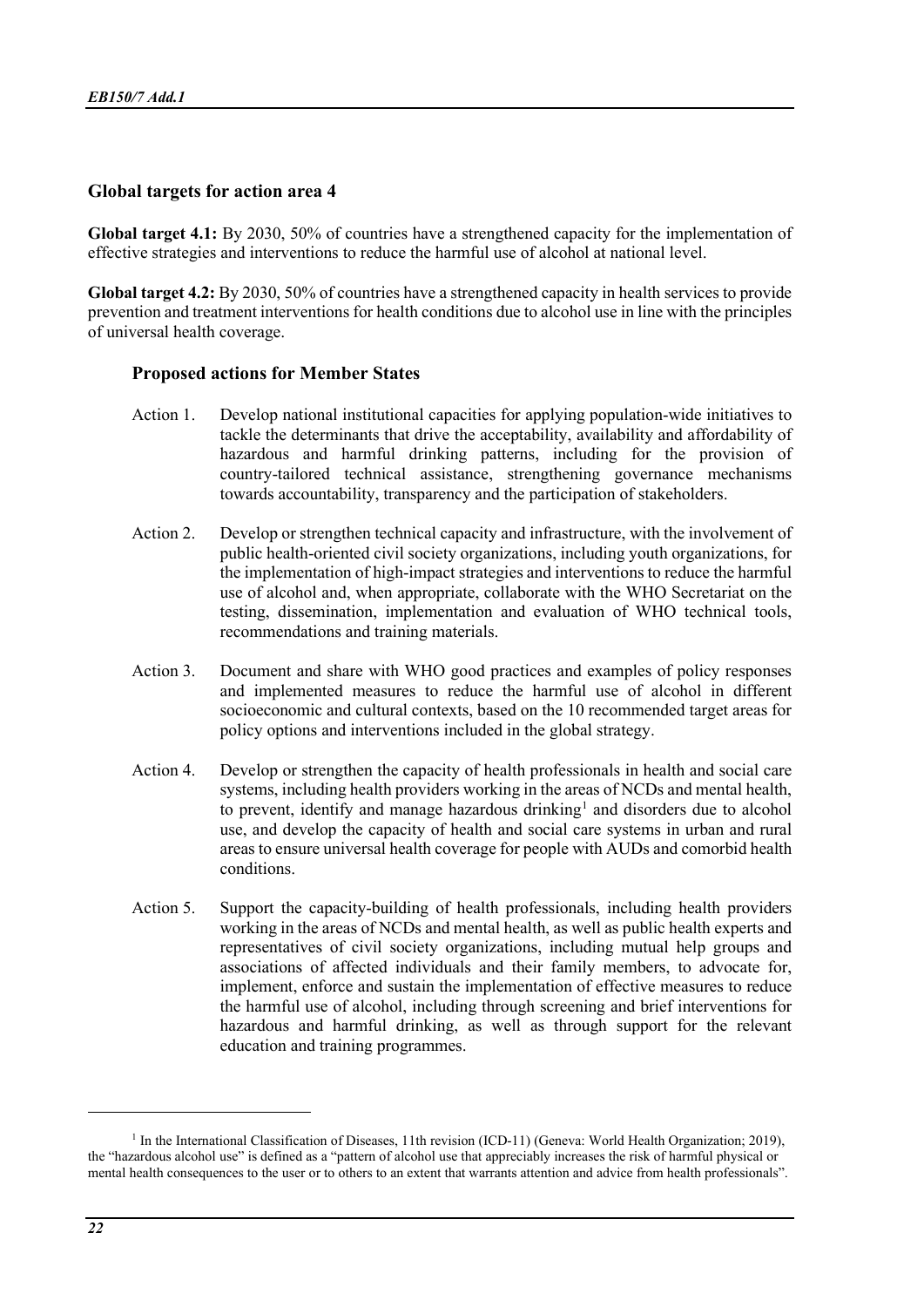### Global targets for action area 4

**Global target 4.1:** By 2030, 50% of countries have a strengthened capacity for the implementation of effective strategies and interventions to reduce the harmful use of alcohol at national level.

**Global target 4.2:** By 2030, 50% of countries have a strengthened capacity in health services to provide prevention and treatment interventions for health conditions due to alcohol use in line with the principles of universal health coverage.

#### Proposed actions for Member States

Action 1. Develop national institutional capacities for applying population-wide initiatives to tackle the determinants that drive the acceptability, availability and affordability of hazardous and harmful drinking patterns, including for the provision of country-tailored technical assistance, strengthening governance mechanisms towards accountability, transparency and the participation of stakeholders.

Action 2. Develop or strengthen technical capacity and infrastructure, with the involvement of public health-oriented civil society organizations, including youth organizations, for the implementation of high-impact strategies and interventions to reduce the harmful use of alcohol and, when appropriate, collaborate with the WHO Secretariat on the testing, dissemination, implementation and evaluation of WHO technical tools, recommendations and training materials.

Action 3. Document and share with WHO good practices and examples of policy responses and implemented measures to reduce the harmful use of alcohol in different socioeconomic and cultural contexts, based on the 10 recommended target areas for policy options and interventions included in the global strategy.

Action 4. Develop or strengthen the capacity of health professionals in health and social care systems, including health providers working in the areas of NCDs and mental health, to prevent, identify and manage hazardous drinking[1] and disorders due to alcohol use, and develop the capacity of health and social care systems in urban and rural areas to ensure universal health coverage for people with AUDs and comorbid health conditions.

Action 5. Support the capacity-building of health professionals, including health providers working in the areas of NCDs and mental health, as well as public health experts and representatives of civil society organizations, including mutual help groups and associations of affected individuals and their family members, to advocate for, implement, enforce and sustain the implementation of effective measures to reduce the harmful use of alcohol, including through screening and brief interventions for hazardous and harmful drinking, as well as through support for the relevant education and training programmes.

---

[1] In the International Classification of Diseases, 11th revision (ICD-11) (Geneva: World Health Organization; 2019), the "hazardous alcohol use" is defined as a "pattern of alcohol use that appreciably increases the risk of harmful physical or mental health consequences to the user or to others to an extent that warrants attention and advice from health professionals".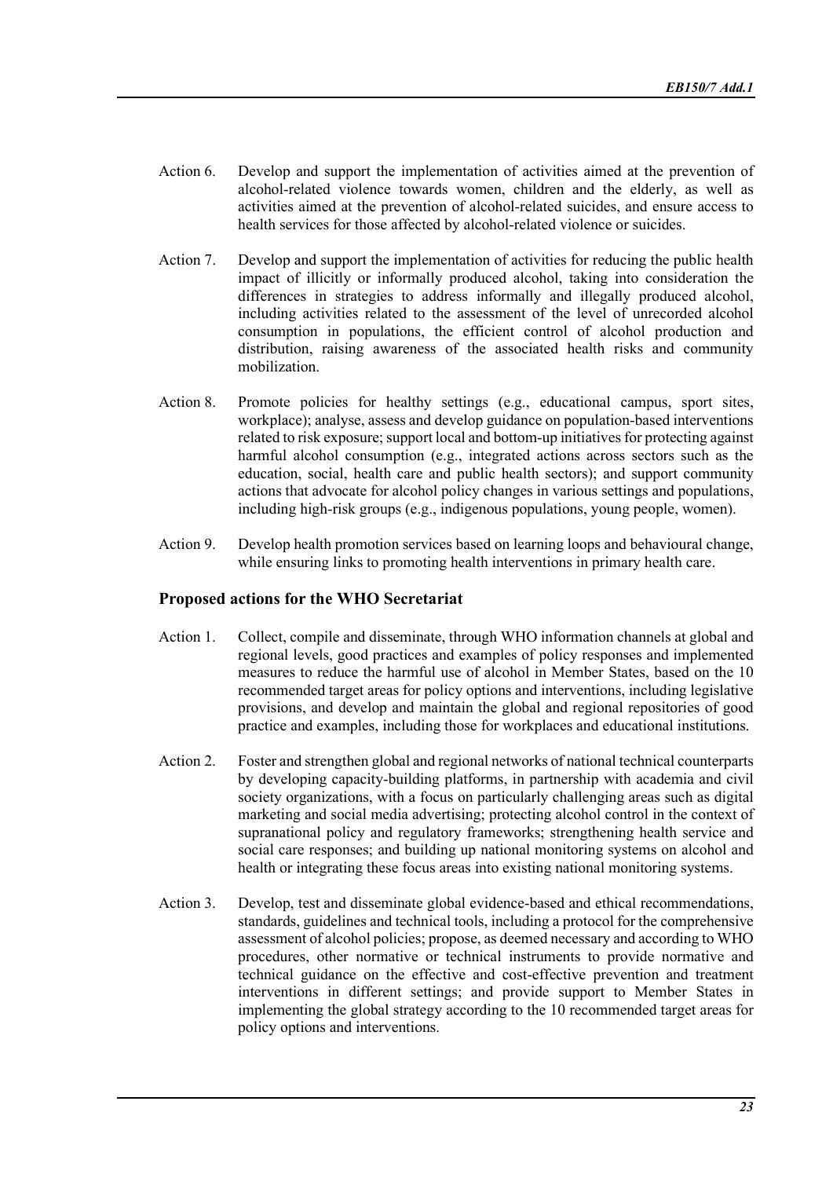Action 6. Develop and support the implementation of activities aimed at the prevention of alcohol-related violence towards women, children and the elderly, as well as activities aimed at the prevention of alcohol-related suicides, and ensure access to health services for those affected by alcohol-related violence or suicides.

Action 7. Develop and support the implementation of activities for reducing the public health impact of illicitly or informally produced alcohol, taking into consideration the differences in strategies to address informally and illegally produced alcohol, including activities related to the assessment of the level of unrecorded alcohol consumption in populations, the efficient control of alcohol production and distribution, raising awareness of the associated health risks and community mobilization.

Action 8. Promote policies for healthy settings (e.g., educational campus, sport sites, workplace); analyse, assess and develop guidance on population-based interventions related to risk exposure; support local and bottom-up initiatives for protecting against harmful alcohol consumption (e.g., integrated actions across sectors such as the education, social, health care and public health sectors); and support community actions that advocate for alcohol policy changes in various settings and populations, including high-risk groups (e.g., indigenous populations, young people, women).

Action 9. Develop health promotion services based on learning loops and behavioural change, while ensuring links to promoting health interventions in primary health care.

### Proposed actions for the WHO Secretariat

Action 1. Collect, compile and disseminate, through WHO information channels at global and regional levels, good practices and examples of policy responses and implemented measures to reduce the harmful use of alcohol in Member States, based on the 10 recommended target areas for policy options and interventions, including legislative provisions, and develop and maintain the global and regional repositories of good practice and examples, including those for workplaces and educational institutions.

Action 2. Foster and strengthen global and regional networks of national technical counterparts by developing capacity-building platforms, in partnership with academia and civil society organizations, with a focus on particularly challenging areas such as digital marketing and social media advertising; protecting alcohol control in the context of supranational policy and regulatory frameworks; strengthening health service and social care responses; and building up national monitoring systems on alcohol and health or integrating these focus areas into existing national monitoring systems.

Action 3. Develop, test and disseminate global evidence-based and ethical recommendations, standards, guidelines and technical tools, including a protocol for the comprehensive assessment of alcohol policies; propose, as deemed necessary and according to WHO procedures, other normative or technical instruments to provide normative and technical guidance on the effective and cost-effective prevention and treatment interventions in different settings; and provide support to Member States in implementing the global strategy according to the 10 recommended target areas for policy options and interventions.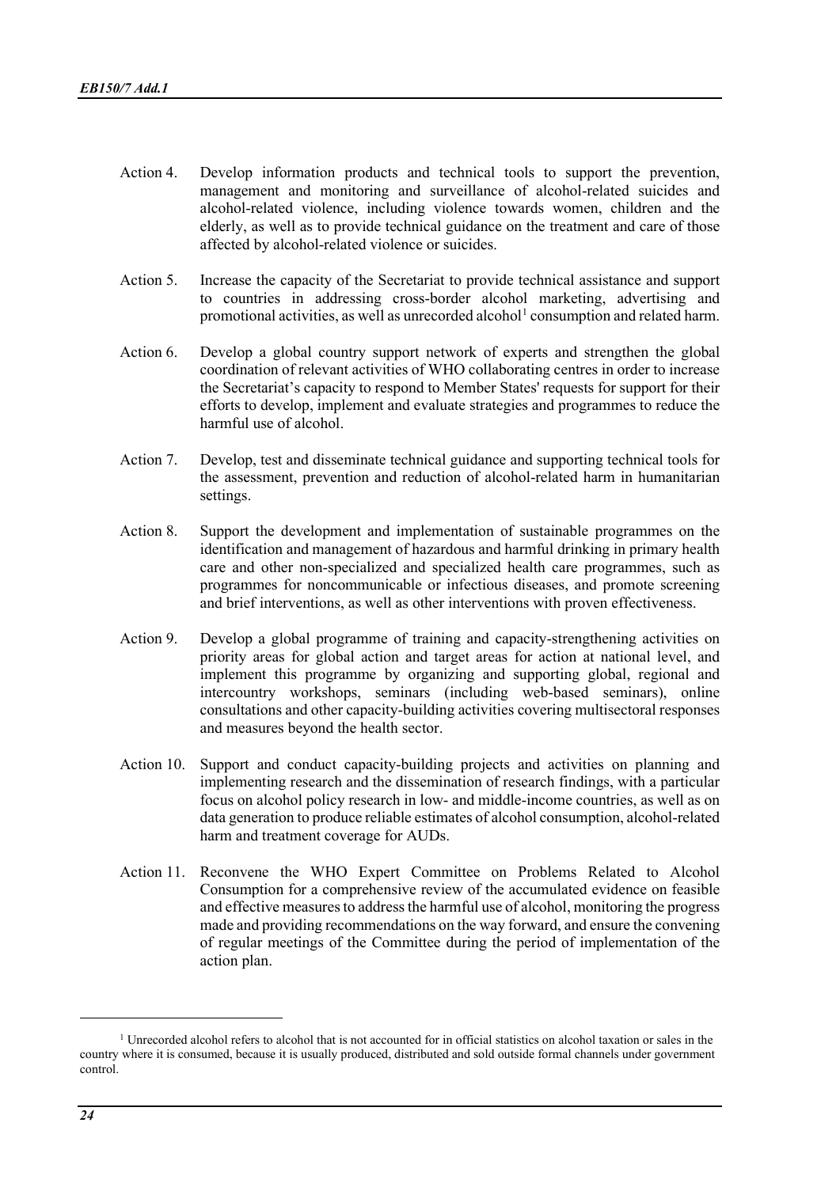Action 4. Develop information products and technical tools to support the prevention, management and monitoring and surveillance of alcohol-related suicides and alcohol-related violence, including violence towards women, children and the elderly, as well as to provide technical guidance on the treatment and care of those affected by alcohol-related violence or suicides.

Action 5. Increase the capacity of the Secretariat to provide technical assistance and support to countries in addressing cross-border alcohol marketing, advertising and promotional activities, as well as unrecorded alcohol[1] consumption and related harm.

Action 6. Develop a global country support network of experts and strengthen the global coordination of relevant activities of WHO collaborating centres in order to increase the Secretariat's capacity to respond to Member States' requests for support for their efforts to develop, implement and evaluate strategies and programmes to reduce the harmful use of alcohol.

Action 7. Develop, test and disseminate technical guidance and supporting technical tools for the assessment, prevention and reduction of alcohol-related harm in humanitarian settings.

Action 8. Support the development and implementation of sustainable programmes on the identification and management of hazardous and harmful drinking in primary health care and other non-specialized and specialized health care programmes, such as programmes for noncommunicable or infectious diseases, and promote screening and brief interventions, as well as other interventions with proven effectiveness.

Action 9. Develop a global programme of training and capacity-strengthening activities on priority areas for global action and target areas for action at national level, and implement this programme by organizing and supporting global, regional and intercountry workshops, seminars (including web-based seminars), online consultations and other capacity-building activities covering multisectoral responses and measures beyond the health sector.

Action 10. Support and conduct capacity-building projects and activities on planning and implementing research and the dissemination of research findings, with a particular focus on alcohol policy research in low- and middle-income countries, as well as on data generation to produce reliable estimates of alcohol consumption, alcohol-related harm and treatment coverage for AUDs.

Action 11. Reconvene the WHO Expert Committee on Problems Related to Alcohol Consumption for a comprehensive review of the accumulated evidence on feasible and effective measures to address the harmful use of alcohol, monitoring the progress made and providing recommendations on the way forward, and ensure the convening of regular meetings of the Committee during the period of implementation of the action plan.

---

[1] Unrecorded alcohol refers to alcohol that is not accounted for in official statistics on alcohol taxation or sales in the country where it is consumed, because it is usually produced, distributed and sold outside formal channels under government control.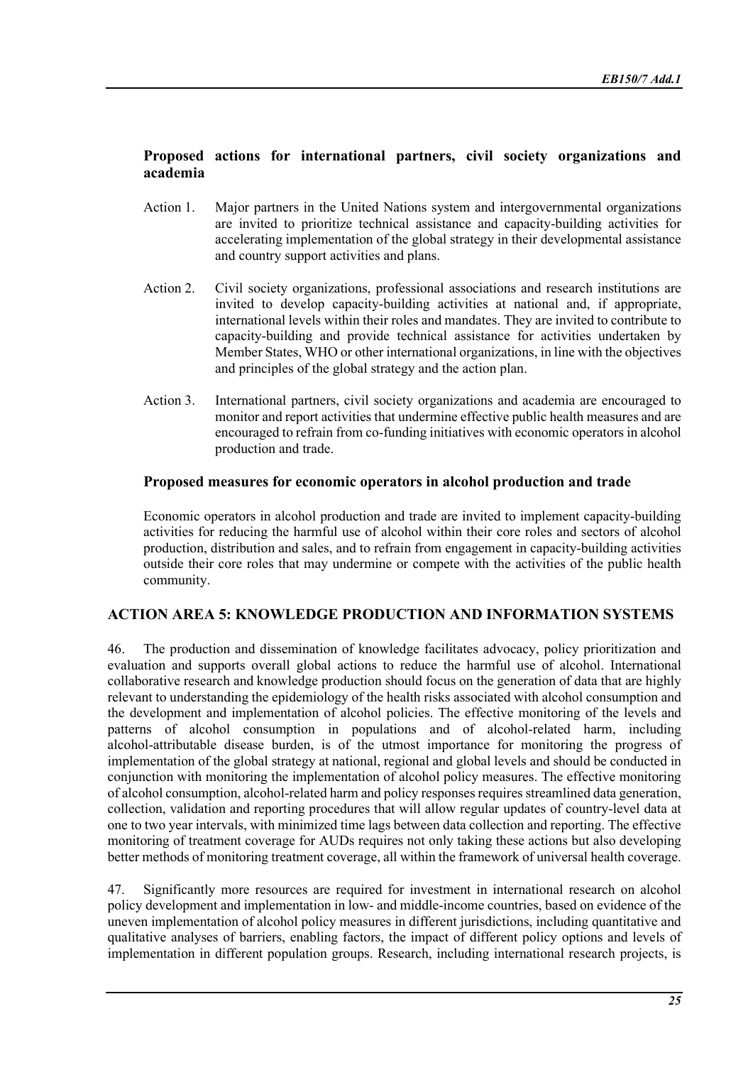### Proposed actions for international partners, civil society organizations and academia

Action 1. Major partners in the United Nations system and intergovernmental organizations are invited to prioritize technical assistance and capacity-building activities for accelerating implementation of the global strategy in their developmental assistance and country support activities and plans.

Action 2. Civil society organizations, professional associations and research institutions are invited to develop capacity-building activities at national and, if appropriate, international levels within their roles and mandates. They are invited to contribute to capacity-building and provide technical assistance for activities undertaken by Member States, WHO or other international organizations, in line with the objectives and principles of the global strategy and the action plan.

Action 3. International partners, civil society organizations and academia are encouraged to monitor and report activities that undermine effective public health measures and are encouraged to refrain from co-funding initiatives with economic operators in alcohol production and trade.

### Proposed measures for economic operators in alcohol production and trade

Economic operators in alcohol production and trade are invited to implement capacity-building activities for reducing the harmful use of alcohol within their core roles and sectors of alcohol production, distribution and sales, and to refrain from engagement in capacity-building activities outside their core roles that may undermine or compete with the activities of the public health community.

## ACTION AREA 5: KNOWLEDGE PRODUCTION AND INFORMATION SYSTEMS

46. The production and dissemination of knowledge facilitates advocacy, policy prioritization and evaluation and supports overall global actions to reduce the harmful use of alcohol. International collaborative research and knowledge production should focus on the generation of data that are highly relevant to understanding the epidemiology of the health risks associated with alcohol consumption and the development and implementation of alcohol policies. The effective monitoring of the levels and patterns of alcohol consumption in populations and of alcohol-related harm, including alcohol-attributable disease burden, is of the utmost importance for monitoring the progress of implementation of the global strategy at national, regional and global levels and should be conducted in conjunction with monitoring the implementation of alcohol policy measures. The effective monitoring of alcohol consumption, alcohol-related harm and policy responses requires streamlined data generation, collection, validation and reporting procedures that will allow regular updates of country-level data at one to two year intervals, with minimized time lags between data collection and reporting. The effective monitoring of treatment coverage for AUDs requires not only taking these actions but also developing better methods of monitoring treatment coverage, all within the framework of universal health coverage.

47. Significantly more resources are required for investment in international research on alcohol policy development and implementation in low- and middle-income countries, based on evidence of the uneven implementation of alcohol policy measures in different jurisdictions, including quantitative and qualitative analyses of barriers, enabling factors, the impact of different policy options and levels of implementation in different population groups. Research, including international research projects, is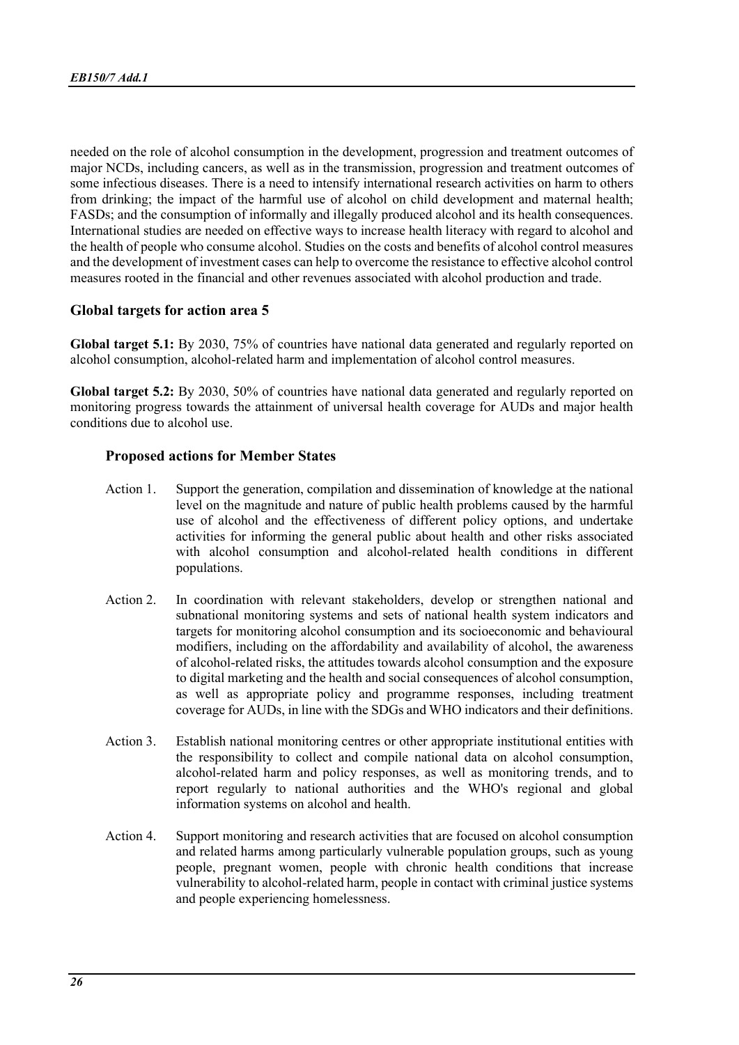needed on the role of alcohol consumption in the development, progression and treatment outcomes of major NCDs, including cancers, as well as in the transmission, progression and treatment outcomes of some infectious diseases. There is a need to intensify international research activities on harm to others from drinking; the impact of the harmful use of alcohol on child development and maternal health; FASDs; and the consumption of informally and illegally produced alcohol and its health consequences. International studies are needed on effective ways to increase health literacy with regard to alcohol and the health of people who consume alcohol. Studies on the costs and benefits of alcohol control measures and the development of investment cases can help to overcome the resistance to effective alcohol control measures rooted in the financial and other revenues associated with alcohol production and trade.

### Global targets for action area 5

**Global target 5.1:** By 2030, 75% of countries have national data generated and regularly reported on alcohol consumption, alcohol-related harm and implementation of alcohol control measures.

**Global target 5.2:** By 2030, 50% of countries have national data generated and regularly reported on monitoring progress towards the attainment of universal health coverage for AUDs and major health conditions due to alcohol use.

#### Proposed actions for Member States

Action 1. Support the generation, compilation and dissemination of knowledge at the national level on the magnitude and nature of public health problems caused by the harmful use of alcohol and the effectiveness of different policy options, and undertake activities for informing the general public about health and other risks associated with alcohol consumption and alcohol-related health conditions in different populations.

Action 2. In coordination with relevant stakeholders, develop or strengthen national and subnational monitoring systems and sets of national health system indicators and targets for monitoring alcohol consumption and its socioeconomic and behavioural modifiers, including on the affordability and availability of alcohol, the awareness of alcohol-related risks, the attitudes towards alcohol consumption and the exposure to digital marketing and the health and social consequences of alcohol consumption, as well as appropriate policy and programme responses, including treatment coverage for AUDs, in line with the SDGs and WHO indicators and their definitions.

Action 3. Establish national monitoring centres or other appropriate institutional entities with the responsibility to collect and compile national data on alcohol consumption, alcohol-related harm and policy responses, as well as monitoring trends, and to report regularly to national authorities and the WHO's regional and global information systems on alcohol and health.

Action 4. Support monitoring and research activities that are focused on alcohol consumption and related harms among particularly vulnerable population groups, such as young people, pregnant women, people with chronic health conditions that increase vulnerability to alcohol-related harm, people in contact with criminal justice systems and people experiencing homelessness.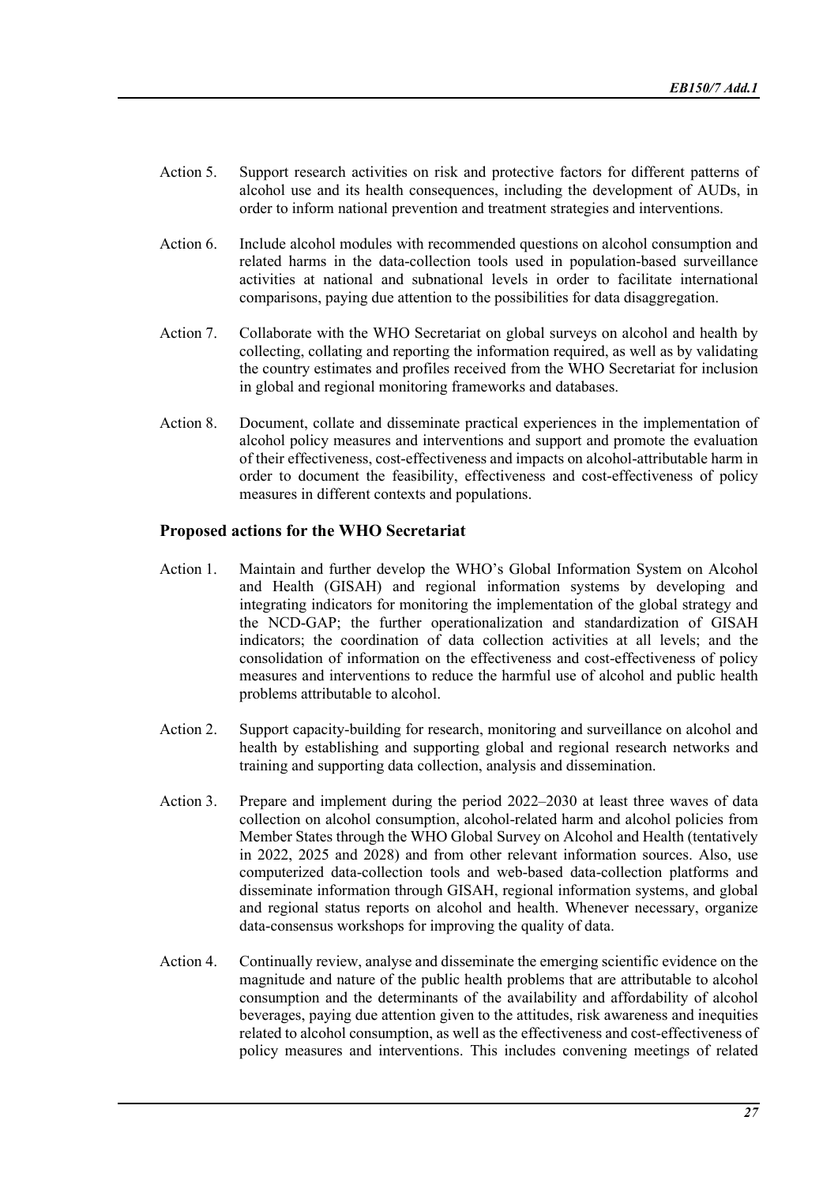Action 5. Support research activities on risk and protective factors for different patterns of alcohol use and its health consequences, including the development of AUDs, in order to inform national prevention and treatment strategies and interventions.

Action 6. Include alcohol modules with recommended questions on alcohol consumption and related harms in the data-collection tools used in population-based surveillance activities at national and subnational levels in order to facilitate international comparisons, paying due attention to the possibilities for data disaggregation.

Action 7. Collaborate with the WHO Secretariat on global surveys on alcohol and health by collecting, collating and reporting the information required, as well as by validating the country estimates and profiles received from the WHO Secretariat for inclusion in global and regional monitoring frameworks and databases.

Action 8. Document, collate and disseminate practical experiences in the implementation of alcohol policy measures and interventions and support and promote the evaluation of their effectiveness, cost-effectiveness and impacts on alcohol-attributable harm in order to document the feasibility, effectiveness and cost-effectiveness of policy measures in different contexts and populations.

### Proposed actions for the WHO Secretariat

Action 1. Maintain and further develop the WHO's Global Information System on Alcohol and Health (GISAH) and regional information systems by developing and integrating indicators for monitoring the implementation of the global strategy and the NCD-GAP; the further operationalization and standardization of GISAH indicators; the coordination of data collection activities at all levels; and the consolidation of information on the effectiveness and cost-effectiveness of policy measures and interventions to reduce the harmful use of alcohol and public health problems attributable to alcohol.

Action 2. Support capacity-building for research, monitoring and surveillance on alcohol and health by establishing and supporting global and regional research networks and training and supporting data collection, analysis and dissemination.

Action 3. Prepare and implement during the period 2022–2030 at least three waves of data collection on alcohol consumption, alcohol-related harm and alcohol policies from Member States through the WHO Global Survey on Alcohol and Health (tentatively in 2022, 2025 and 2028) and from other relevant information sources. Also, use computerized data-collection tools and web-based data-collection platforms and disseminate information through GISAH, regional information systems, and global and regional status reports on alcohol and health. Whenever necessary, organize data-consensus workshops for improving the quality of data.

Action 4. Continually review, analyse and disseminate the emerging scientific evidence on the magnitude and nature of the public health problems that are attributable to alcohol consumption and the determinants of the availability and affordability of alcohol beverages, paying due attention given to the attitudes, risk awareness and inequities related to alcohol consumption, as well as the effectiveness and cost-effectiveness of policy measures and interventions. This includes convening meetings of related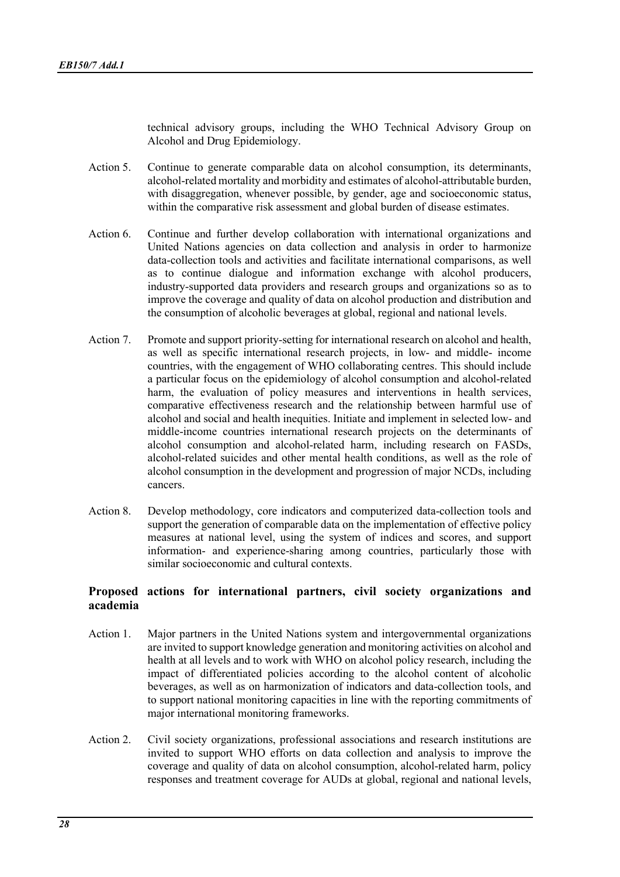technical advisory groups, including the WHO Technical Advisory Group on Alcohol and Drug Epidemiology.

Action 5. Continue to generate comparable data on alcohol consumption, its determinants, alcohol-related mortality and morbidity and estimates of alcohol-attributable burden, with disaggregation, whenever possible, by gender, age and socioeconomic status, within the comparative risk assessment and global burden of disease estimates.

Action 6. Continue and further develop collaboration with international organizations and United Nations agencies on data collection and analysis in order to harmonize data-collection tools and activities and facilitate international comparisons, as well as to continue dialogue and information exchange with alcohol producers, industry-supported data providers and research groups and organizations so as to improve the coverage and quality of data on alcohol production and distribution and the consumption of alcoholic beverages at global, regional and national levels.

Action 7. Promote and support priority-setting for international research on alcohol and health, as well as specific international research projects, in low- and middle- income countries, with the engagement of WHO collaborating centres. This should include a particular focus on the epidemiology of alcohol consumption and alcohol-related harm, the evaluation of policy measures and interventions in health services, comparative effectiveness research and the relationship between harmful use of alcohol and social and health inequities. Initiate and implement in selected low- and middle-income countries international research projects on the determinants of alcohol consumption and alcohol-related harm, including research on FASDs, alcohol-related suicides and other mental health conditions, as well as the role of alcohol consumption in the development and progression of major NCDs, including cancers.

Action 8. Develop methodology, core indicators and computerized data-collection tools and support the generation of comparable data on the implementation of effective policy measures at national level, using the system of indices and scores, and support information- and experience-sharing among countries, particularly those with similar socioeconomic and cultural contexts.

**Proposed actions for international partners, civil society organizations and academia**

Action 1. Major partners in the United Nations system and intergovernmental organizations are invited to support knowledge generation and monitoring activities on alcohol and health at all levels and to work with WHO on alcohol policy research, including the impact of differentiated policies according to the alcohol content of alcoholic beverages, as well as on harmonization of indicators and data-collection tools, and to support national monitoring capacities in line with the reporting commitments of major international monitoring frameworks.

Action 2. Civil society organizations, professional associations and research institutions are invited to support WHO efforts on data collection and analysis to improve the coverage and quality of data on alcohol consumption, alcohol-related harm, policy responses and treatment coverage for AUDs at global, regional and national levels,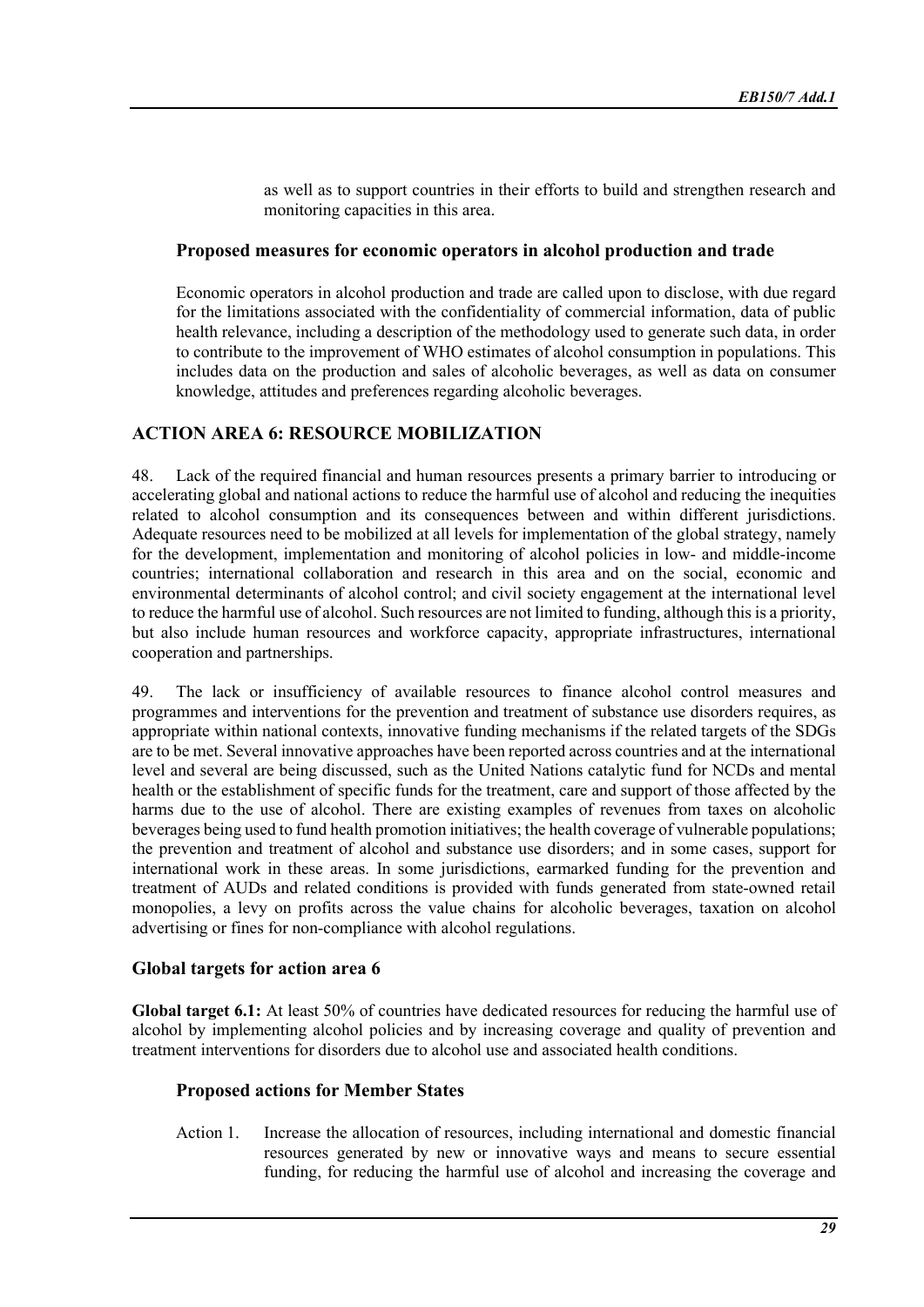as well as to support countries in their efforts to build and strengthen research and monitoring capacities in this area.

### Proposed measures for economic operators in alcohol production and trade

Economic operators in alcohol production and trade are called upon to disclose, with due regard for the limitations associated with the confidentiality of commercial information, data of public health relevance, including a description of the methodology used to generate such data, in order to contribute to the improvement of WHO estimates of alcohol consumption in populations. This includes data on the production and sales of alcoholic beverages, as well as data on consumer knowledge, attitudes and preferences regarding alcoholic beverages.

## ACTION AREA 6: RESOURCE MOBILIZATION

48. Lack of the required financial and human resources presents a primary barrier to introducing or accelerating global and national actions to reduce the harmful use of alcohol and reducing the inequities related to alcohol consumption and its consequences between and within different jurisdictions. Adequate resources need to be mobilized at all levels for implementation of the global strategy, namely for the development, implementation and monitoring of alcohol policies in low- and middle-income countries; international collaboration and research in this area and on the social, economic and environmental determinants of alcohol control; and civil society engagement at the international level to reduce the harmful use of alcohol. Such resources are not limited to funding, although this is a priority, but also include human resources and workforce capacity, appropriate infrastructures, international cooperation and partnerships.

49. The lack or insufficiency of available resources to finance alcohol control measures and programmes and interventions for the prevention and treatment of substance use disorders requires, as appropriate within national contexts, innovative funding mechanisms if the related targets of the SDGs are to be met. Several innovative approaches have been reported across countries and at the international level and several are being discussed, such as the United Nations catalytic fund for NCDs and mental health or the establishment of specific funds for the treatment, care and support of those affected by the harms due to the use of alcohol. There are existing examples of revenues from taxes on alcoholic beverages being used to fund health promotion initiatives; the health coverage of vulnerable populations; the prevention and treatment of alcohol and substance use disorders; and in some cases, support for international work in these areas. In some jurisdictions, earmarked funding for the prevention and treatment of AUDs and related conditions is provided with funds generated from state-owned retail monopolies, a levy on profits across the value chains for alcoholic beverages, taxation on alcohol advertising or fines for non-compliance with alcohol regulations.

### Global targets for action area 6

**Global target 6.1:** At least 50% of countries have dedicated resources for reducing the harmful use of alcohol by implementing alcohol policies and by increasing coverage and quality of prevention and treatment interventions for disorders due to alcohol use and associated health conditions.

### Proposed actions for Member States

Action 1. Increase the allocation of resources, including international and domestic financial resources generated by new or innovative ways and means to secure essential funding, for reducing the harmful use of alcohol and increasing the coverage and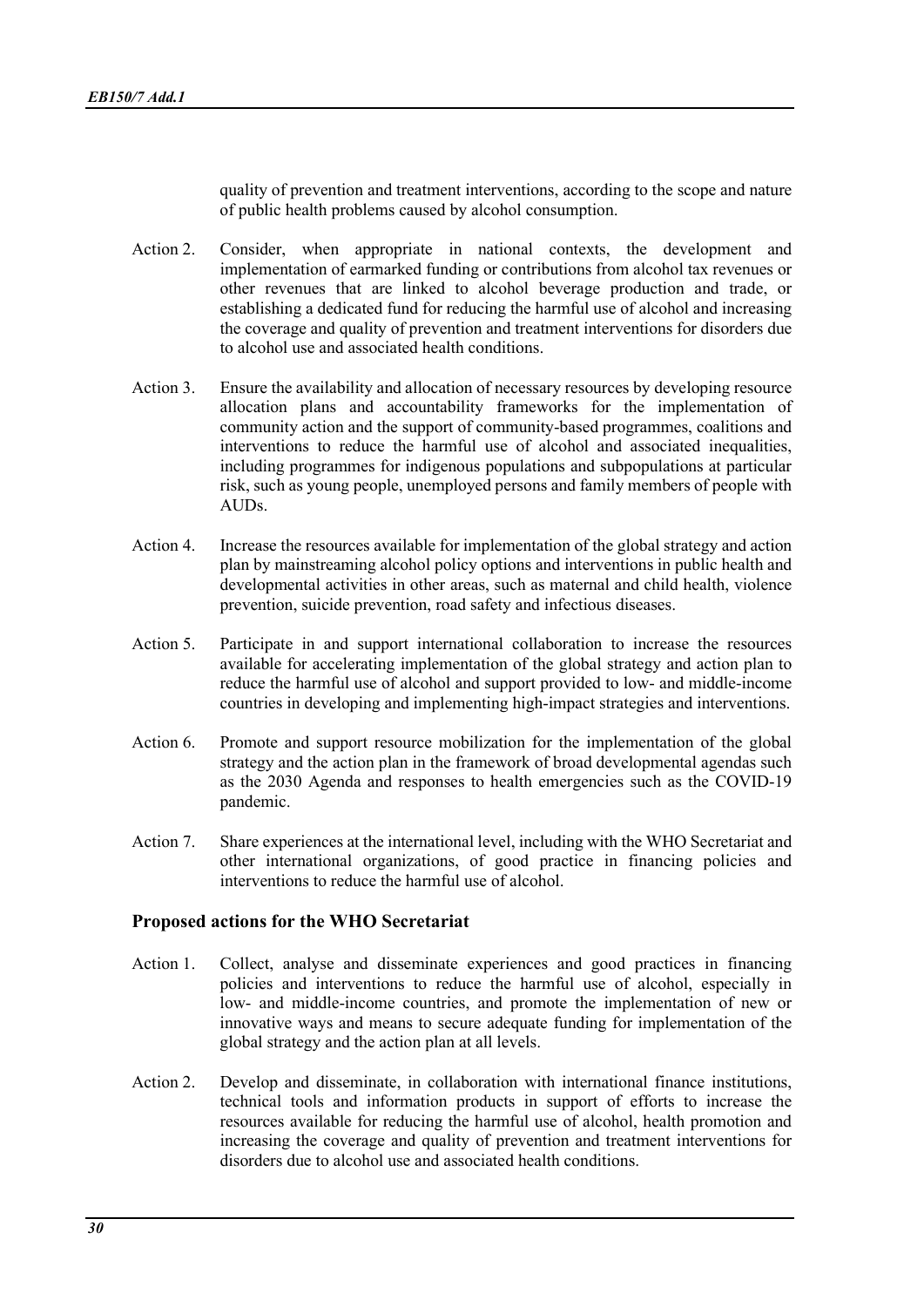quality of prevention and treatment interventions, according to the scope and nature of public health problems caused by alcohol consumption.

Action 2. Consider, when appropriate in national contexts, the development and implementation of earmarked funding or contributions from alcohol tax revenues or other revenues that are linked to alcohol beverage production and trade, or establishing a dedicated fund for reducing the harmful use of alcohol and increasing the coverage and quality of prevention and treatment interventions for disorders due to alcohol use and associated health conditions.

Action 3. Ensure the availability and allocation of necessary resources by developing resource allocation plans and accountability frameworks for the implementation of community action and the support of community-based programmes, coalitions and interventions to reduce the harmful use of alcohol and associated inequalities, including programmes for indigenous populations and subpopulations at particular risk, such as young people, unemployed persons and family members of people with AUDs.

Action 4. Increase the resources available for implementation of the global strategy and action plan by mainstreaming alcohol policy options and interventions in public health and developmental activities in other areas, such as maternal and child health, violence prevention, suicide prevention, road safety and infectious diseases.

Action 5. Participate in and support international collaboration to increase the resources available for accelerating implementation of the global strategy and action plan to reduce the harmful use of alcohol and support provided to low- and middle-income countries in developing and implementing high-impact strategies and interventions.

Action 6. Promote and support resource mobilization for the implementation of the global strategy and the action plan in the framework of broad developmental agendas such as the 2030 Agenda and responses to health emergencies such as the COVID-19 pandemic.

Action 7. Share experiences at the international level, including with the WHO Secretariat and other international organizations, of good practice in financing policies and interventions to reduce the harmful use of alcohol.

### Proposed actions for the WHO Secretariat

Action 1. Collect, analyse and disseminate experiences and good practices in financing policies and interventions to reduce the harmful use of alcohol, especially in low- and middle-income countries, and promote the implementation of new or innovative ways and means to secure adequate funding for implementation of the global strategy and the action plan at all levels.

Action 2. Develop and disseminate, in collaboration with international finance institutions, technical tools and information products in support of efforts to increase the resources available for reducing the harmful use of alcohol, health promotion and increasing the coverage and quality of prevention and treatment interventions for disorders due to alcohol use and associated health conditions.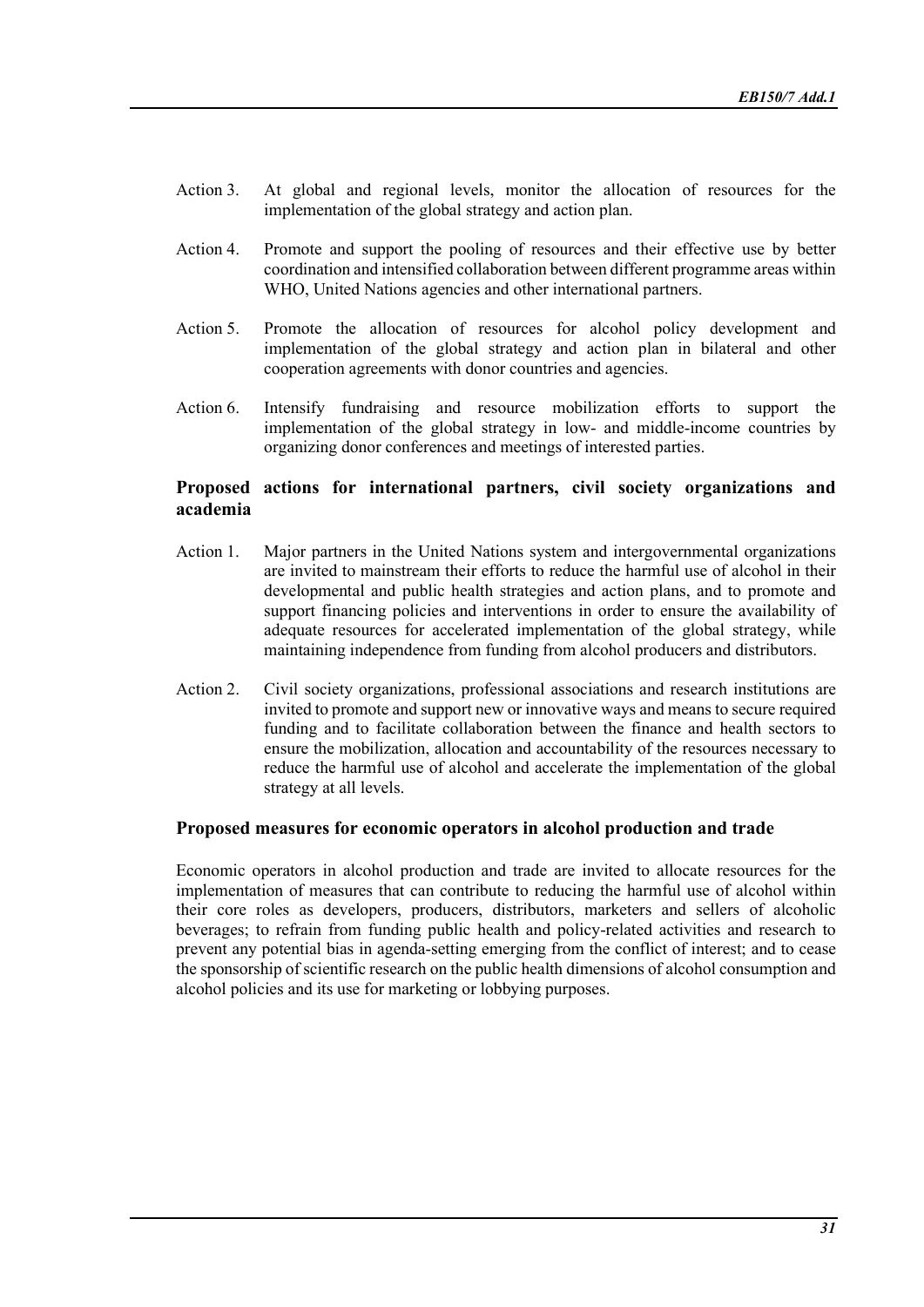Action 3. At global and regional levels, monitor the allocation of resources for the implementation of the global strategy and action plan.

Action 4. Promote and support the pooling of resources and their effective use by better coordination and intensified collaboration between different programme areas within WHO, United Nations agencies and other international partners.

Action 5. Promote the allocation of resources for alcohol policy development and implementation of the global strategy and action plan in bilateral and other cooperation agreements with donor countries and agencies.

Action 6. Intensify fundraising and resource mobilization efforts to support the implementation of the global strategy in low- and middle-income countries by organizing donor conferences and meetings of interested parties.

### Proposed actions for international partners, civil society organizations and academia

Action 1. Major partners in the United Nations system and intergovernmental organizations are invited to mainstream their efforts to reduce the harmful use of alcohol in their developmental and public health strategies and action plans, and to promote and support financing policies and interventions in order to ensure the availability of adequate resources for accelerated implementation of the global strategy, while maintaining independence from funding from alcohol producers and distributors.

Action 2. Civil society organizations, professional associations and research institutions are invited to promote and support new or innovative ways and means to secure required funding and to facilitate collaboration between the finance and health sectors to ensure the mobilization, allocation and accountability of the resources necessary to reduce the harmful use of alcohol and accelerate the implementation of the global strategy at all levels.

### Proposed measures for economic operators in alcohol production and trade

Economic operators in alcohol production and trade are invited to allocate resources for the implementation of measures that can contribute to reducing the harmful use of alcohol within their core roles as developers, producers, distributors, marketers and sellers of alcoholic beverages; to refrain from funding public health and policy-related activities and research to prevent any potential bias in agenda-setting emerging from the conflict of interest; and to cease the sponsorship of scientific research on the public health dimensions of alcohol consumption and alcohol policies and its use for marketing or lobbying purposes.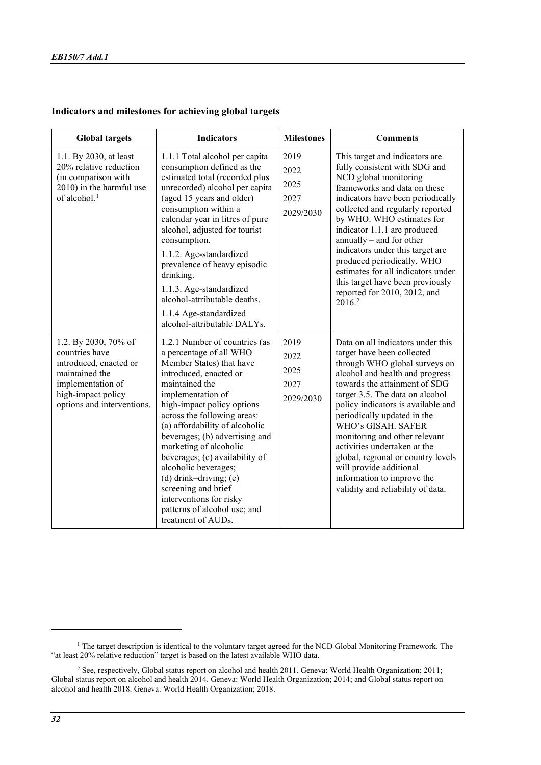### Indicators and milestones for achieving global targets

| Global targets | Indicators | Milestones | Comments |
|---|---|---|---|
| 1.1. By 2030, at least 20% relative reduction (in comparison with 2010) in the harmful use of alcohol.[1] | 1.1.1 Total alcohol per capita consumption defined as the estimated total (recorded plus unrecorded) alcohol per capita (aged 15 years and older) consumption within a calendar year in litres of pure alcohol, adjusted for tourist consumption.<br><br>1.1.2. Age-standardized prevalence of heavy episodic drinking.<br><br>1.1.3. Age-standardized alcohol-attributable deaths.<br><br>1.1.4 Age-standardized alcohol-attributable DALYs. | 2019<br>2022<br>2025<br>2027<br>2029/2030 | This target and indicators are fully consistent with SDG and NCD global monitoring frameworks and data on these indicators have been periodically collected and regularly reported by WHO. WHO estimates for indicator 1.1.1 are produced annually – and for other indicators under this target are produced periodically. WHO estimates for all indicators under this target have been previously reported for 2010, 2012, and 2016.[2] |
| 1.2. By 2030, 70% of countries have introduced, enacted or maintained the implementation of high-impact policy options and interventions. | 1.2.1 Number of countries (as a percentage of all WHO Member States) that have introduced, enacted or maintained the implementation of high-impact policy options across the following areas: (a) affordability of alcoholic beverages; (b) advertising and marketing of alcoholic beverages; (c) availability of alcoholic beverages; (d) drink–driving; (e) screening and brief interventions for risky patterns of alcohol use; and treatment of AUDs. | 2019<br>2022<br>2025<br>2027<br>2029/2030 | Data on all indicators under this target have been collected through WHO global surveys on alcohol and health and progress towards the attainment of SDG target 3.5. The data on alcohol policy indicators is available and periodically updated in the WHO's GISAH. SAFER monitoring and other relevant activities undertaken at the global, regional or country levels will provide additional information to improve the validity and reliability of data. |

[1] The target description is identical to the voluntary target agreed for the NCD Global Monitoring Framework. The "at least 20% relative reduction" target is based on the latest available WHO data.

[2] See, respectively, Global status report on alcohol and health 2011. Geneva: World Health Organization; 2011; Global status report on alcohol and health 2014. Geneva: World Health Organization; 2014; and Global status report on alcohol and health 2018. Geneva: World Health Organization; 2018.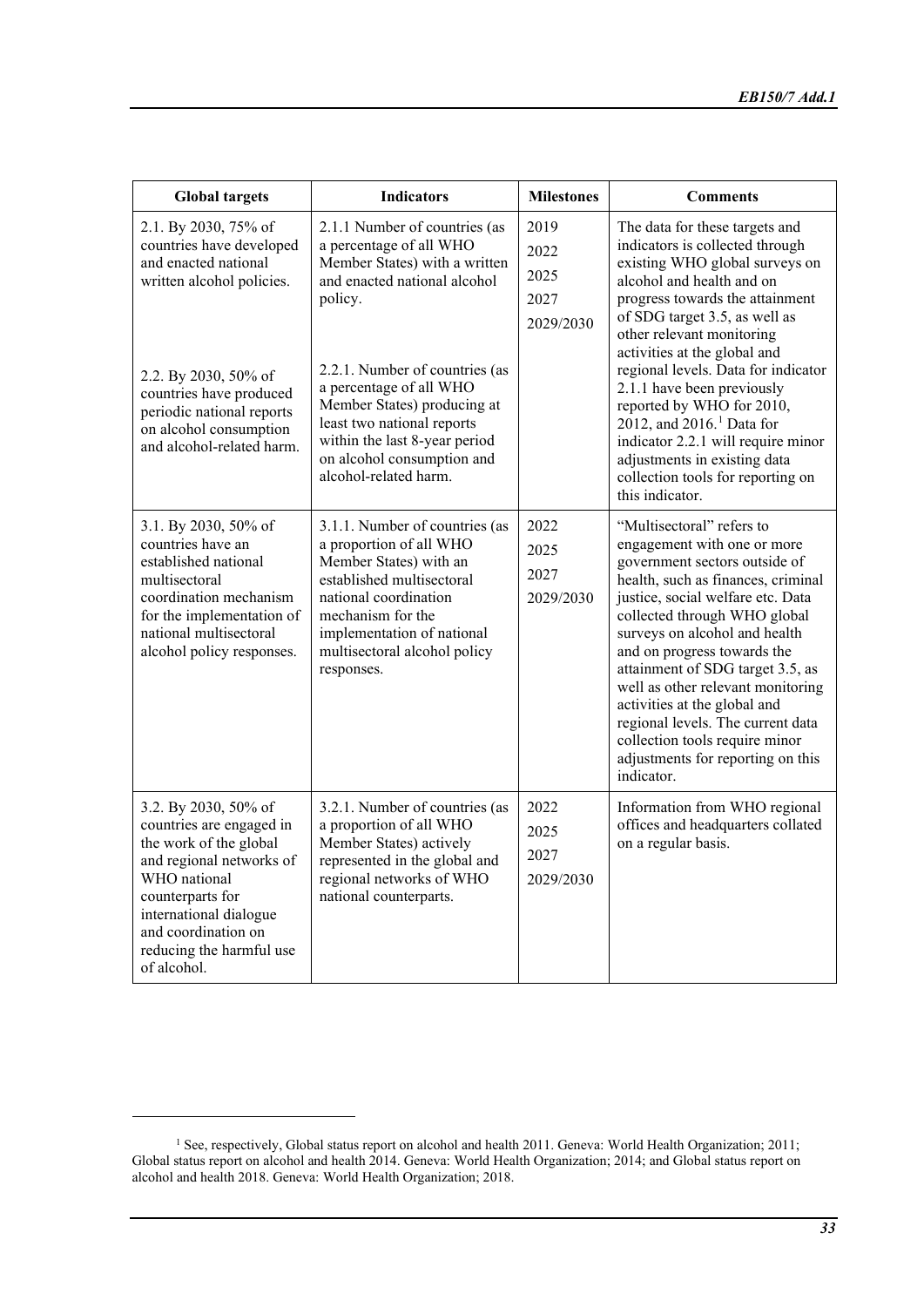| Global targets | Indicators | Milestones | Comments |
|---|---|---|---|
| 2.1. By 2030, 75% of countries have developed and enacted national written alcohol policies. | 2.1.1 Number of countries (as a percentage of all WHO Member States) with a written and enacted national alcohol policy. | 2019<br>2022<br>2025<br>2027<br>2029/2030 | The data for these targets and indicators is collected through existing WHO global surveys on alcohol and health and on progress towards the attainment of SDG target 3.5, as well as other relevant monitoring activities at the global and regional levels. Data for indicator 2.1.1 have been previously reported by WHO for 2010, 2012, and 2016.[1] Data for indicator 2.2.1 will require minor adjustments in existing data collection tools for reporting on this indicator. |
| 2.2. By 2030, 50% of countries have produced periodic national reports on alcohol consumption and alcohol-related harm. | 2.2.1. Number of countries (as a percentage of all WHO Member States) producing at least two national reports within the last 8-year period on alcohol consumption and alcohol-related harm. | | |
| 3.1. By 2030, 50% of countries have an established national multisectoral coordination mechanism for the implementation of national multisectoral alcohol policy responses. | 3.1.1. Number of countries (as a proportion of all WHO Member States) with an established multisectoral national coordination mechanism for the implementation of national multisectoral alcohol policy responses. | 2022<br>2025<br>2027<br>2029/2030 | "Multisectoral" refers to engagement with one or more government sectors outside of health, such as finances, criminal justice, social welfare etc. Data collected through WHO global surveys on alcohol and health and on progress towards the attainment of SDG target 3.5, as well as other relevant monitoring activities at the global and regional levels. The current data collection tools require minor adjustments for reporting on this indicator. |
| 3.2. By 2030, 50% of countries are engaged in the work of the global and regional networks of WHO national counterparts for international dialogue and coordination on reducing the harmful use of alcohol. | 3.2.1. Number of countries (as a proportion of all WHO Member States) actively represented in the global and regional networks of WHO national counterparts. | 2022<br>2025<br>2027<br>2029/2030 | Information from WHO regional offices and headquarters collated on a regular basis. |

[1] See, respectively, Global status report on alcohol and health 2011. Geneva: World Health Organization; 2011; Global status report on alcohol and health 2014. Geneva: World Health Organization; 2014; and Global status report on alcohol and health 2018. Geneva: World Health Organization; 2018.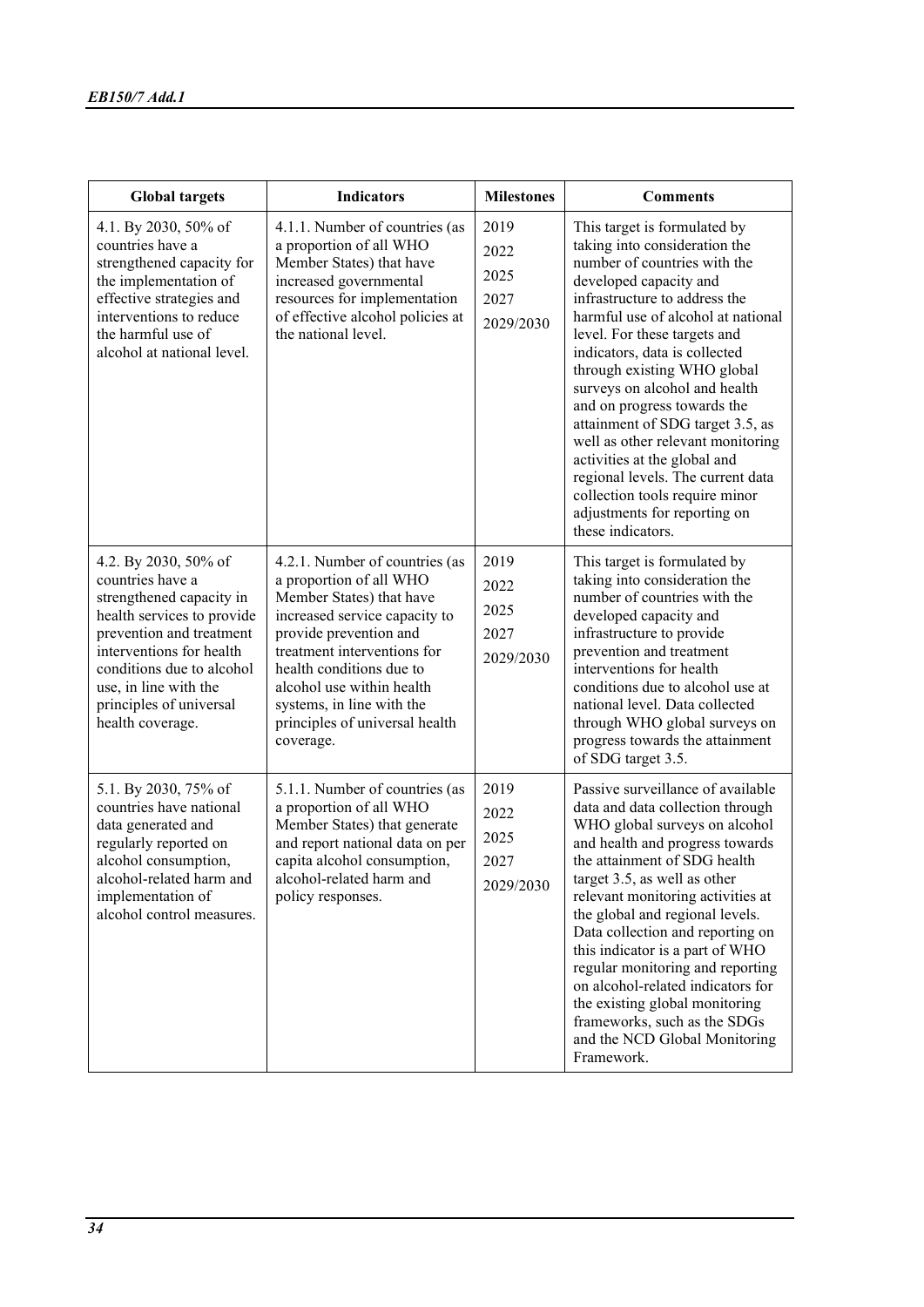| Global targets | Indicators | Milestones | Comments |
|---|---|---|---|
| 4.1. By 2030, 50% of countries have a strengthened capacity for the implementation of effective strategies and interventions to reduce the harmful use of alcohol at national level. | 4.1.1. Number of countries (as a proportion of all WHO Member States) that have increased governmental resources for implementation of effective alcohol policies at the national level. | 2019<br>2022<br>2025<br>2027<br>2029/2030 | This target is formulated by taking into consideration the number of countries with the developed capacity and infrastructure to address the harmful use of alcohol at national level. For these targets and indicators, data is collected through existing WHO global surveys on alcohol and health and on progress towards the attainment of SDG target 3.5, as well as other relevant monitoring activities at the global and regional levels. The current data collection tools require minor adjustments for reporting on these indicators. |
| 4.2. By 2030, 50% of countries have a strengthened capacity in health services to provide prevention and treatment interventions for health conditions due to alcohol use, in line with the principles of universal health coverage. | 4.2.1. Number of countries (as a proportion of all WHO Member States) that have increased service capacity to provide prevention and treatment interventions for health conditions due to alcohol use within health systems, in line with the principles of universal health coverage. | 2019<br>2022<br>2025<br>2027<br>2029/2030 | This target is formulated by taking into consideration the number of countries with the developed capacity and infrastructure to provide prevention and treatment interventions for health conditions due to alcohol use at national level. Data collected through WHO global surveys on progress towards the attainment of SDG target 3.5. |
| 5.1. By 2030, 75% of countries have national data generated and regularly reported on alcohol consumption, alcohol-related harm and implementation of alcohol control measures. | 5.1.1. Number of countries (as a proportion of all WHO Member States) that generate and report national data on per capita alcohol consumption, alcohol-related harm and policy responses. | 2019<br>2022<br>2025<br>2027<br>2029/2030 | Passive surveillance of available data and data collection through WHO global surveys on alcohol and health and progress towards the attainment of SDG health target 3.5, as well as other relevant monitoring activities at the global and regional levels. Data collection and reporting on this indicator is a part of WHO regular monitoring and reporting on alcohol-related indicators for the existing global monitoring frameworks, such as the SDGs and the NCD Global Monitoring Framework. |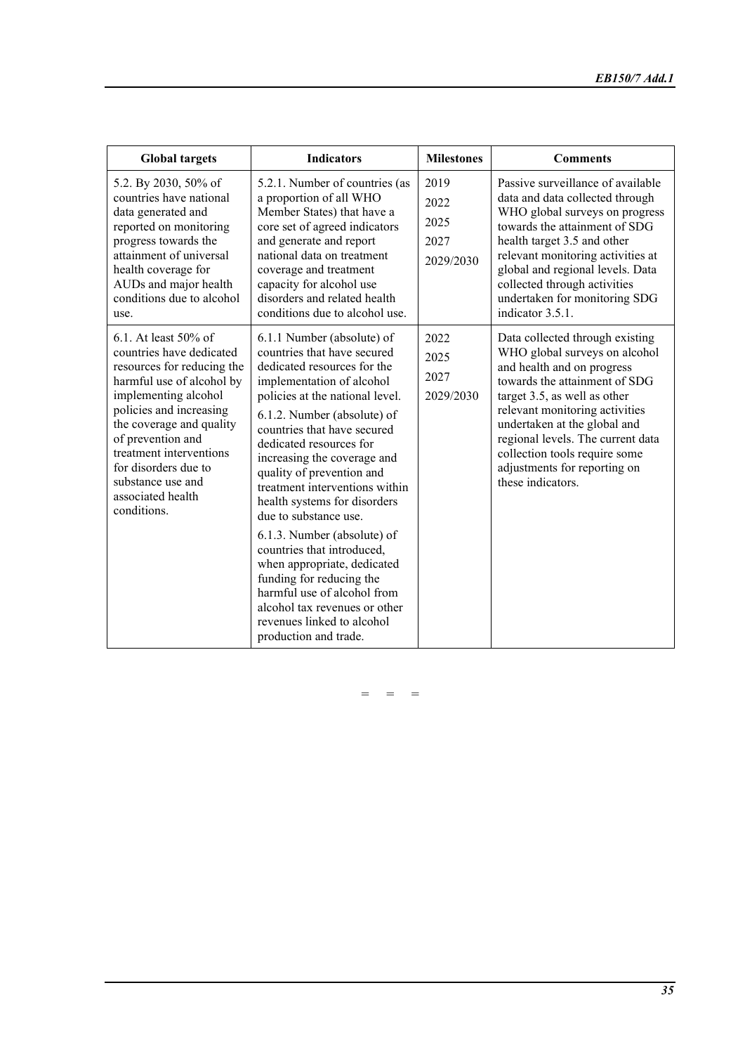| Global targets | Indicators | Milestones | Comments |
|---|---|---|---|
| 5.2. By 2030, 50% of countries have national data generated and reported on monitoring progress towards the attainment of universal health coverage for AUDs and major health conditions due to alcohol use. | 5.2.1. Number of countries (as a proportion of all WHO Member States) that have a core set of agreed indicators and generate and report national data on treatment coverage and treatment capacity for alcohol use disorders and related health conditions due to alcohol use. | 2019<br>2022<br>2025<br>2027<br>2029/2030 | Passive surveillance of available data and data collected through WHO global surveys on progress towards the attainment of SDG health target 3.5 and other relevant monitoring activities at global and regional levels. Data collected through activities undertaken for monitoring SDG indicator 3.5.1. |
| 6.1. At least 50% of countries have dedicated resources for reducing the harmful use of alcohol by implementing alcohol policies and increasing the coverage and quality of prevention and treatment interventions for disorders due to substance use and associated health conditions. | 6.1.1 Number (absolute) of countries that have secured dedicated resources for the implementation of alcohol policies at the national level.<br>6.1.2. Number (absolute) of countries that have secured dedicated resources for increasing the coverage and quality of prevention and treatment interventions within health systems for disorders due to substance use.<br>6.1.3. Number (absolute) of countries that introduced, when appropriate, dedicated funding for reducing the harmful use of alcohol from alcohol tax revenues or other revenues linked to alcohol production and trade. | 2022<br>2025<br>2027<br>2029/2030 | Data collected through existing WHO global surveys on alcohol and health and on progress towards the attainment of SDG target 3.5, as well as other relevant monitoring activities undertaken at the global and regional levels. The current data collection tools require some adjustments for reporting on these indicators. |

= = =